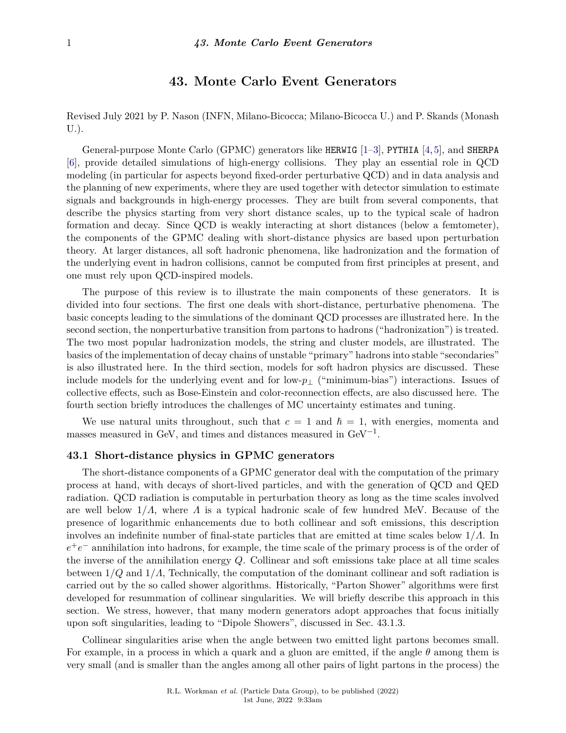# 43. Monte Carlo Event Generators

Revised July 2021 by P. Nason (INFN, Milano-Bicocca; Milano-Bicocca U.) and P. Skands (Monash U.).

General-purpose Monte Carlo (GPMC) generators like HERWIG [1–3], PYTHIA [4,5], and SHERPA [6], provide detailed simulations of high-energy collisions. They play an essential role in QCD modeling (in particular for aspects beyond fixed-order perturbative QCD) and in data analysis and the planning of new experiments, where they are used together with detector simulation to estimate signals and backgrounds in high-energy processes. They are built from several components, that describe the physics starting from very short distance scales, up to the typical scale of hadron formation and decay. Since QCD is weakly interacting at short distances (below a femtometer), the components of the GPMC dealing with short-distance physics are based upon perturbation theory. At larger distances, all soft hadronic phenomena, like hadronization and the formation of the underlying event in hadron collisions, cannot be computed from first principles at present, and one must rely upon QCD-inspired models.

The purpose of this review is to illustrate the main components of these generators. It is divided into four sections. The first one deals with short-distance, perturbative phenomena. The basic concepts leading to the simulations of the dominant QCD processes are illustrated here. In the second section, the nonperturbative transition from partons to hadrons ("hadronization") is treated. The two most popular hadronization models, the string and cluster models, are illustrated. The basics of the implementation of decay chains of unstable "primary" hadrons into stable "secondaries" is also illustrated here. In the third section, models for soft hadron physics are discussed. These include models for the underlying event and for low-$p_\perp$ ("minimum-bias") interactions. Issues of collective effects, such as Bose-Einstein and color-reconnection effects, are also discussed here. The fourth section briefly introduces the challenges of MC uncertainty estimates and tuning.

We use natural units throughout, such that $c = 1$ and $\hbar = 1$, with energies, momenta and masses measured in GeV, and times and distances measured in GeV$^{-1}$.

## 43.1 Short-distance physics in GPMC generators

The short-distance components of a GPMC generator deal with the computation of the primary process at hand, with decays of short-lived particles, and with the generation of QCD and QED radiation. QCD radiation is computable in perturbation theory as long as the time scales involved are well below $1/\Lambda$, where $\Lambda$ is a typical hadronic scale of few hundred MeV. Because of the presence of logarithmic enhancements due to both collinear and soft emissions, this description involves an indefinite number of final-state particles that are emitted at time scales below $1/\Lambda$. In $e^+e^-$ annihilation into hadrons, for example, the time scale of the primary process is of the order of the inverse of the annihilation energy $Q$. Collinear and soft emissions take place at all time scales between $1/Q$ and $1/\Lambda$, Technically, the computation of the dominant collinear and soft radiation is carried out by the so called shower algorithms. Historically, "Parton Shower" algorithms were first developed for resummation of collinear singularities. We will briefly describe this approach in this section. We stress, however, that many modern generators adopt approaches that focus initially upon soft singularities, leading to "Dipole Showers", discussed in Sec. 43.1.3.

Collinear singularities arise when the angle between two emitted light partons becomes small. For example, in a process in which a quark and a gluon are emitted, if the angle $\theta$ among them is very small (and is smaller than the angles among all other pairs of light partons in the process) the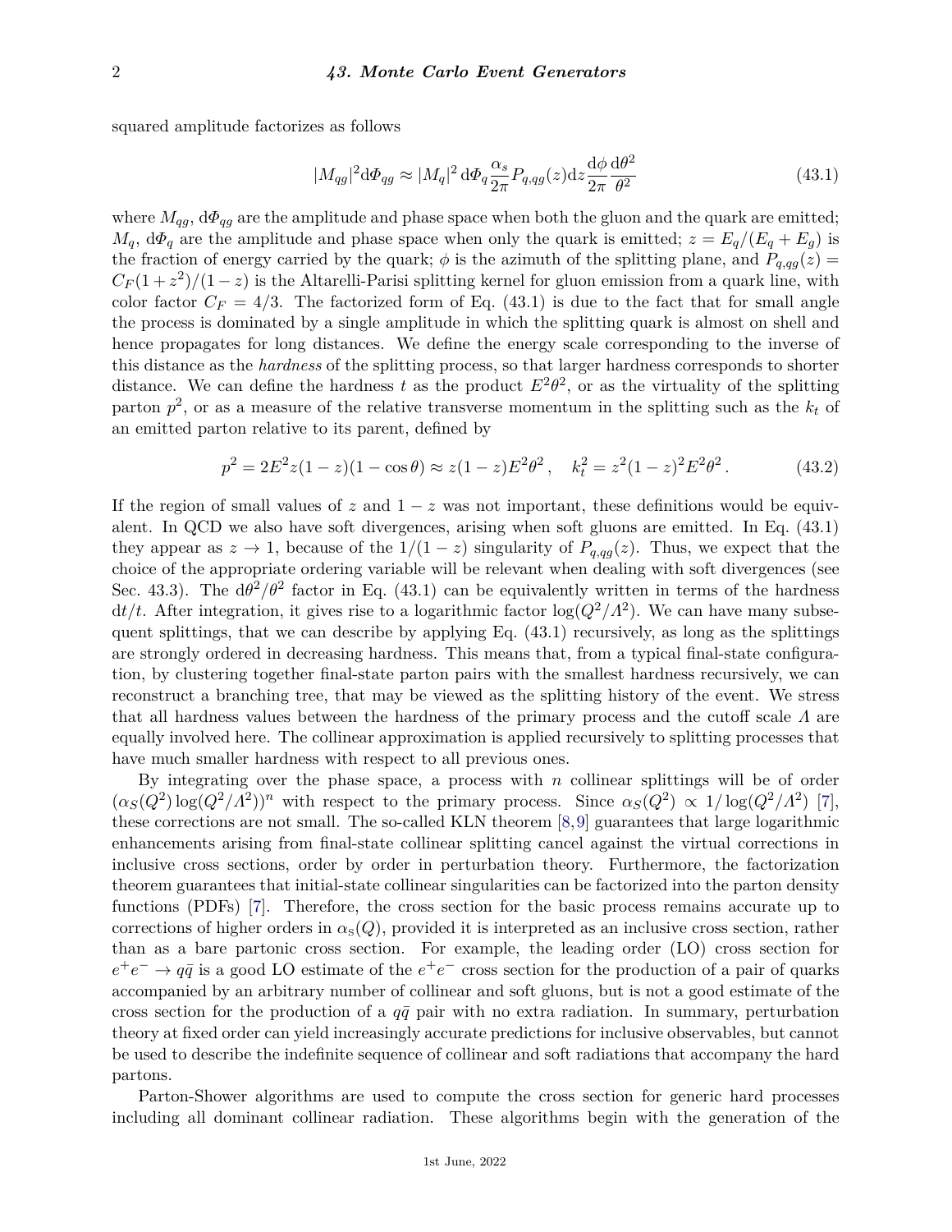squared amplitude factorizes as follows

$$|M_{qg}|^2 \mathrm{d}\Phi_{qg} \approx |M_q|^2 \, \mathrm{d}\Phi_q \frac{\alpha_s}{2\pi} P_{q,qg}(z) \mathrm{d}z \frac{\mathrm{d}\phi}{2\pi} \frac{\mathrm{d}\theta^2}{\theta^2} \tag{43.1}$$

where $M_{qg}$, $\mathrm{d}\Phi_{qg}$ are the amplitude and phase space when both the gluon and the quark are emitted; $M_q$, $\mathrm{d}\Phi_q$ are the amplitude and phase space when only the quark is emitted; $z = E_q/(E_q + E_g)$ is the fraction of energy carried by the quark; $\phi$ is the azimuth of the splitting plane, and $P_{q,qg}(z) = C_F(1+z^2)/(1-z)$ is the Altarelli-Parisi splitting kernel for gluon emission from a quark line, with color factor $C_F = 4/3$. The factorized form of Eq. (43.1) is due to the fact that for small angle the process is dominated by a single amplitude in which the splitting quark is almost on shell and hence propagates for long distances. We define the energy scale corresponding to the inverse of this distance as the *hardness* of the splitting process, so that larger hardness corresponds to shorter distance. We can define the hardness $t$ as the product $E^2\theta^2$, or as the virtuality of the splitting parton $p^2$, or as a measure of the relative transverse momentum in the splitting such as the $k_t$ of an emitted parton relative to its parent, defined by

$$p^2 = 2E^2 z(1-z)(1-\cos\theta) \approx z(1-z)E^2\theta^2 \,, \quad k_t^2 = z^2(1-z)^2 E^2\theta^2 \,. \tag{43.2}$$

If the region of small values of $z$ and $1-z$ was not important, these definitions would be equivalent. In QCD we also have soft divergences, arising when soft gluons are emitted. In Eq. (43.1) they appear as $z \to 1$, because of the $1/(1-z)$ singularity of $P_{q,qg}(z)$. Thus, we expect that the choice of the appropriate ordering variable will be relevant when dealing with soft divergences (see Sec. 43.3). The $\mathrm{d}\theta^2/\theta^2$ factor in Eq. (43.1) can be equivalently written in terms of the hardness $\mathrm{d}t/t$. After integration, it gives rise to a logarithmic factor $\log(Q^2/\Lambda^2)$. We can have many subsequent splittings, that we can describe by applying Eq. (43.1) recursively, as long as the splittings are strongly ordered in decreasing hardness. This means that, from a typical final-state configuration, by clustering together final-state parton pairs with the smallest hardness recursively, we can reconstruct a branching tree, that may be viewed as the splitting history of the event. We stress that all hardness values between the hardness of the primary process and the cutoff scale $\Lambda$ are equally involved here. The collinear approximation is applied recursively to splitting processes that have much smaller hardness with respect to all previous ones.

By integrating over the phase space, a process with $n$ collinear splittings will be of order $(\alpha_S(Q^2)\log(Q^2/\Lambda^2))^n$ with respect to the primary process. Since $\alpha_S(Q^2) \propto 1/\log(Q^2/\Lambda^2)$ [7], these corrections are not small. The so-called KLN theorem [8,9] guarantees that large logarithmic enhancements arising from final-state collinear splitting cancel against the virtual corrections in inclusive cross sections, order by order in perturbation theory. Furthermore, the factorization theorem guarantees that initial-state collinear singularities can be factorized into the parton density functions (PDFs) [7]. Therefore, the cross section for the basic process remains accurate up to corrections of higher orders in $\alpha_{\mathrm{S}}(Q)$, provided it is interpreted as an inclusive cross section, rather than as a bare partonic cross section. For example, the leading order (LO) cross section for $e^+e^- \to q\bar{q}$ is a good LO estimate of the $e^+e^-$ cross section for the production of a pair of quarks accompanied by an arbitrary number of collinear and soft gluons, but is not a good estimate of the cross section for the production of a $q\bar{q}$ pair with no extra radiation. In summary, perturbation theory at fixed order can yield increasingly accurate predictions for inclusive observables, but cannot be used to describe the indefinite sequence of collinear and soft radiations that accompany the hard partons.

Parton-Shower algorithms are used to compute the cross section for generic hard processes including all dominant collinear radiation. These algorithms begin with the generation of the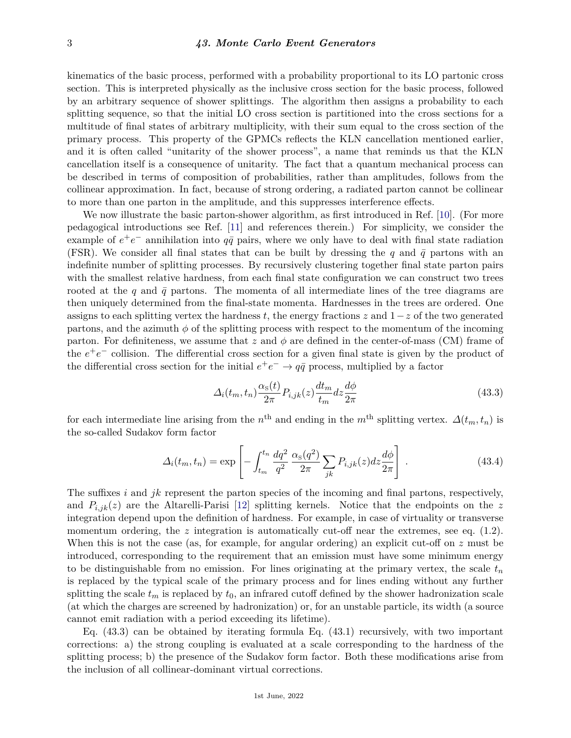kinematics of the basic process, performed with a probability proportional to its LO partonic cross section. This is interpreted physically as the inclusive cross section for the basic process, followed by an arbitrary sequence of shower splittings. The algorithm then assigns a probability to each splitting sequence, so that the initial LO cross section is partitioned into the cross sections for a multitude of final states of arbitrary multiplicity, with their sum equal to the cross section of the primary process. This property of the GPMCs reflects the KLN cancellation mentioned earlier, and it is often called "unitarity of the shower process", a name that reminds us that the KLN cancellation itself is a consequence of unitarity. The fact that a quantum mechanical process can be described in terms of composition of probabilities, rather than amplitudes, follows from the collinear approximation. In fact, because of strong ordering, a radiated parton cannot be collinear to more than one parton in the amplitude, and this suppresses interference effects.

We now illustrate the basic parton-shower algorithm, as first introduced in Ref. [10]. (For more pedagogical introductions see Ref. [11] and references therein.) For simplicity, we consider the example of $e^+e^-$ annihilation into $q\bar{q}$ pairs, where we only have to deal with final state radiation (FSR). We consider all final states that can be built by dressing the $q$ and $\bar{q}$ partons with an indefinite number of splitting processes. By recursively clustering together final state parton pairs with the smallest relative hardness, from each final state configuration we can construct two trees rooted at the $q$ and $\bar{q}$ partons. The momenta of all intermediate lines of the tree diagrams are then uniquely determined from the final-state momenta. Hardnesses in the trees are ordered. One assigns to each splitting vertex the hardness $t$, the energy fractions $z$ and $1-z$ of the two generated partons, and the azimuth $\phi$ of the splitting process with respect to the momentum of the incoming parton. For definiteness, we assume that $z$ and $\phi$ are defined in the center-of-mass (CM) frame of the $e^+e^-$ collision. The differential cross section for a given final state is given by the product of the differential cross section for the initial $e^+e^- \to q\bar{q}$ process, multiplied by a factor

$$\Delta_i(t_m, t_n) \frac{\alpha_S(t)}{2\pi} P_{i,jk}(z) \frac{dt_m}{t_m} dz \frac{d\phi}{2\pi} \tag{43.3}$$

for each intermediate line arising from the $n^{\text{th}}$ and ending in the $m^{\text{th}}$ splitting vertex. $\Delta(t_m, t_n)$ is the so-called Sudakov form factor

$$\Delta_i(t_m, t_n) = \exp\left[-\int_{t_m}^{t_n} \frac{dq^2}{q^2} \frac{\alpha_S(q^2)}{2\pi} \sum_{jk} P_{i,jk}(z) dz \frac{d\phi}{2\pi}\right] . \tag{43.4}$$

The suffixes $i$ and $jk$ represent the parton species of the incoming and final partons, respectively, and $P_{i,jk}(z)$ are the Altarelli-Parisi [12] splitting kernels. Notice that the endpoints on the $z$ integration depend upon the definition of hardness. For example, in case of virtuality or transverse momentum ordering, the $z$ integration is automatically cut-off near the extremes, see eq. (1.2). When this is not the case (as, for example, for angular ordering) an explicit cut-off on $z$ must be introduced, corresponding to the requirement that an emission must have some minimum energy to be distinguishable from no emission. For lines originating at the primary vertex, the scale $t_n$ is replaced by the typical scale of the primary process and for lines ending without any further splitting the scale $t_m$ is replaced by $t_0$, an infrared cutoff defined by the shower hadronization scale (at which the charges are screened by hadronization) or, for an unstable particle, its width (a source cannot emit radiation with a period exceeding its lifetime).

Eq. (43.3) can be obtained by iterating formula Eq. (43.1) recursively, with two important corrections: a) the strong coupling is evaluated at a scale corresponding to the hardness of the splitting process; b) the presence of the Sudakov form factor. Both these modifications arise from the inclusion of all collinear-dominant virtual corrections.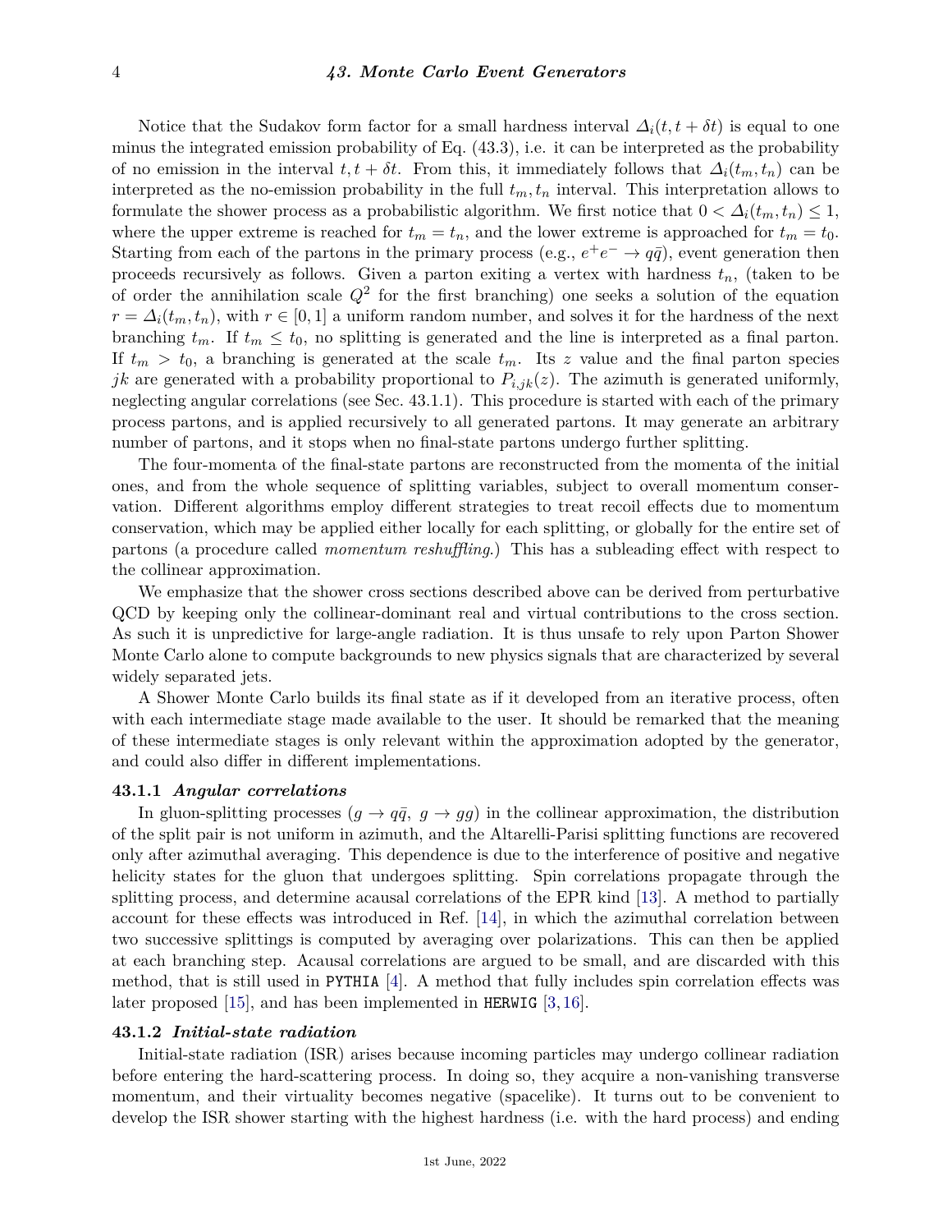Notice that the Sudakov form factor for a small hardness interval $\Delta_i(t, t+\delta t)$ is equal to one minus the integrated emission probability of Eq. (43.3), i.e. it can be interpreted as the probability of no emission in the interval $t, t+\delta t$. From this, it immediately follows that $\Delta_i(t_m, t_n)$ can be interpreted as the no-emission probability in the full $t_m, t_n$ interval. This interpretation allows to formulate the shower process as a probabilistic algorithm. We first notice that $0 < \Delta_i(t_m, t_n) \leq 1$, where the upper extreme is reached for $t_m = t_n$, and the lower extreme is approached for $t_m = t_0$. Starting from each of the partons in the primary process (e.g., $e^+e^- \to q\bar{q}$), event generation then proceeds recursively as follows. Given a parton exiting a vertex with hardness $t_n$, (taken to be of order the annihilation scale $Q^2$ for the first branching) one seeks a solution of the equation $r = \Delta_i(t_m, t_n)$, with $r \in [0, 1]$ a uniform random number, and solves it for the hardness of the next branching $t_m$. If $t_m \leq t_0$, no splitting is generated and the line is interpreted as a final parton. If $t_m > t_0$, a branching is generated at the scale $t_m$. Its $z$ value and the final parton species $jk$ are generated with a probability proportional to $P_{i,jk}(z)$. The azimuth is generated uniformly, neglecting angular correlations (see Sec. 43.1.1). This procedure is started with each of the primary process partons, and is applied recursively to all generated partons. It may generate an arbitrary number of partons, and it stops when no final-state partons undergo further splitting.

The four-momenta of the final-state partons are reconstructed from the momenta of the initial ones, and from the whole sequence of splitting variables, subject to overall momentum conservation. Different algorithms employ different strategies to treat recoil effects due to momentum conservation, which may be applied either locally for each splitting, or globally for the entire set of partons (a procedure called *momentum reshuffling*.) This has a subleading effect with respect to the collinear approximation.

We emphasize that the shower cross sections described above can be derived from perturbative QCD by keeping only the collinear-dominant real and virtual contributions to the cross section. As such it is unpredictive for large-angle radiation. It is thus unsafe to rely upon Parton Shower Monte Carlo alone to compute backgrounds to new physics signals that are characterized by several widely separated jets.

A Shower Monte Carlo builds its final state as if it developed from an iterative process, often with each intermediate stage made available to the user. It should be remarked that the meaning of these intermediate stages is only relevant within the approximation adopted by the generator, and could also differ in different implementations.

### 43.1.1 *Angular correlations*

In gluon-splitting processes ($g \to q\bar{q}$, $g \to gg$) in the collinear approximation, the distribution of the split pair is not uniform in azimuth, and the Altarelli-Parisi splitting functions are recovered only after azimuthal averaging. This dependence is due to the interference of positive and negative helicity states for the gluon that undergoes splitting. Spin correlations propagate through the splitting process, and determine acausal correlations of the EPR kind [13]. A method to partially account for these effects was introduced in Ref. [14], in which the azimuthal correlation between two successive splittings is computed by averaging over polarizations. This can then be applied at each branching step. Acausal correlations are argued to be small, and are discarded with this method, that is still used in `PYTHIA` [4]. A method that fully includes spin correlation effects was later proposed [15], and has been implemented in `HERWIG` [3, 16].

### 43.1.2 *Initial-state radiation*

Initial-state radiation (ISR) arises because incoming particles may undergo collinear radiation before entering the hard-scattering process. In doing so, they acquire a non-vanishing transverse momentum, and their virtuality becomes negative (spacelike). It turns out to be convenient to develop the ISR shower starting with the highest hardness (i.e. with the hard process) and ending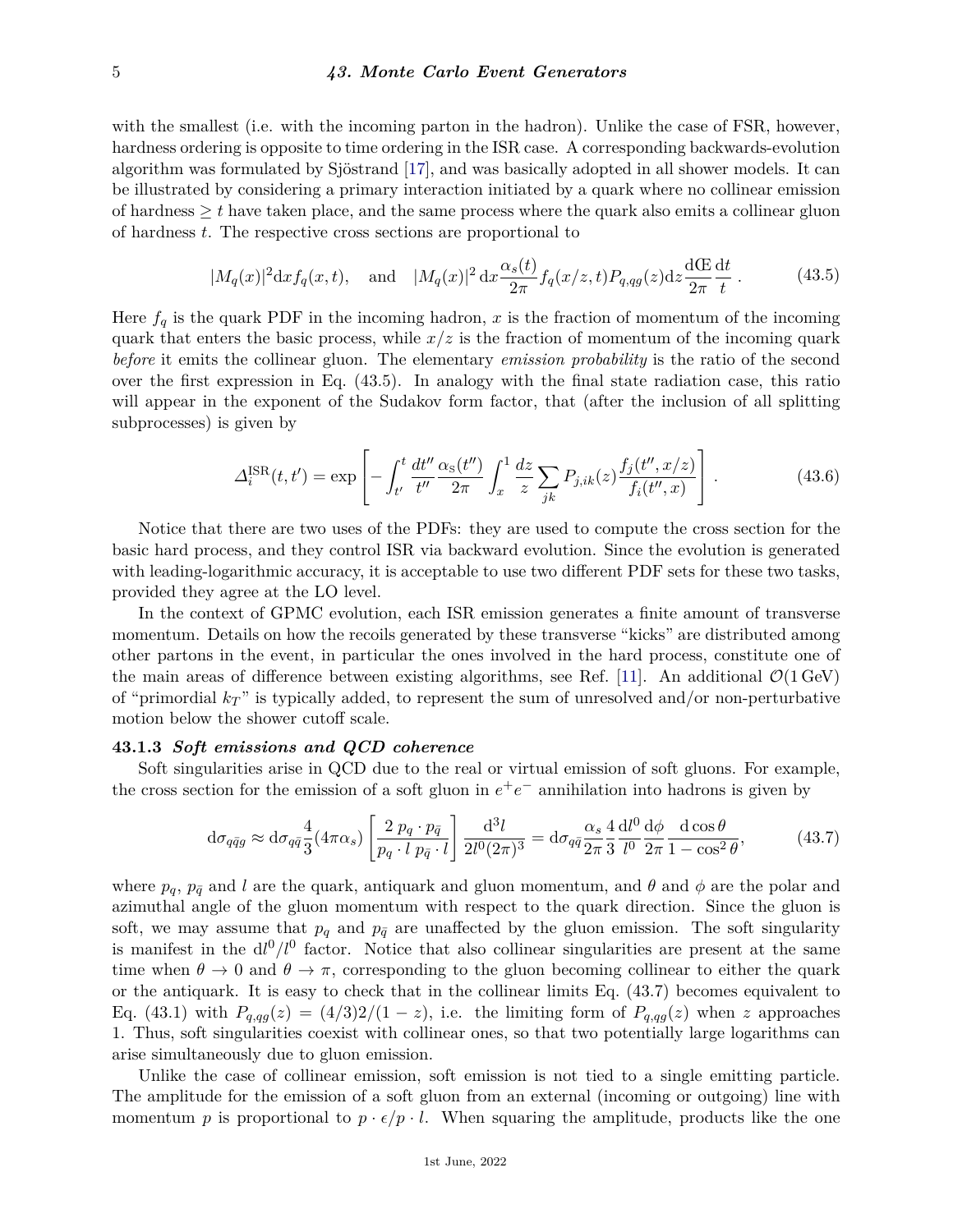with the smallest (i.e. with the incoming parton in the hadron). Unlike the case of FSR, however, hardness ordering is opposite to time ordering in the ISR case. A corresponding backwards-evolution algorithm was formulated by Sjöstrand [17], and was basically adopted in all shower models. It can be illustrated by considering a primary interaction initiated by a quark where no collinear emission of hardness $\geq t$ have taken place, and the same process where the quark also emits a collinear gluon of hardness $t$. The respective cross sections are proportional to

$$|M_q(x)|^2 \mathrm{d}x f_q(x,t), \quad \text{and} \quad |M_q(x)|^2 \,\mathrm{d}x \frac{\alpha_s(t)}{2\pi} f_q(x/z,t) P_{q,qg}(z) \mathrm{d}z \frac{\mathrm{d}Œ}{2\pi} \frac{\mathrm{d}t}{t}\,. \tag{43.5}$$

Here $f_q$ is the quark PDF in the incoming hadron, $x$ is the fraction of momentum of the incoming quark that enters the basic process, while $x/z$ is the fraction of momentum of the incoming quark *before* it emits the collinear gluon. The elementary *emission probability* is the ratio of the second over the first expression in Eq. (43.5). In analogy with the final state radiation case, this ratio will appear in the exponent of the Sudakov form factor, that (after the inclusion of all splitting subprocesses) is given by

$$\Delta_i^{\mathrm{ISR}}(t,t') = \exp\left[-\int_{t'}^{t} \frac{dt''}{t''} \frac{\alpha_{\mathrm{S}}(t'')}{2\pi} \int_x^1 \frac{dz}{z} \sum_{jk} P_{j,ik}(z) \frac{f_j(t'', x/z)}{f_i(t'',x)}\right]. \tag{43.6}$$

Notice that there are two uses of the PDFs: they are used to compute the cross section for the basic hard process, and they control ISR via backward evolution. Since the evolution is generated with leading-logarithmic accuracy, it is acceptable to use two different PDF sets for these two tasks, provided they agree at the LO level.

In the context of GPMC evolution, each ISR emission generates a finite amount of transverse momentum. Details on how the recoils generated by these transverse "kicks" are distributed among other partons in the event, in particular the ones involved in the hard process, constitute one of the main areas of difference between existing algorithms, see Ref. [11]. An additional $\mathcal{O}(1\,\mathrm{GeV})$ of "primordial $k_T$" is typically added, to represent the sum of unresolved and/or non-perturbative motion below the shower cutoff scale.

### 43.1.3 *Soft emissions and QCD coherence*

Soft singularities arise in QCD due to the real or virtual emission of soft gluons. For example, the cross section for the emission of a soft gluon in $e^+e^-$ annihilation into hadrons is given by

$$\mathrm{d}\sigma_{q\bar{q}g} \approx \mathrm{d}\sigma_{q\bar{q}} \frac{4}{3}(4\pi\alpha_s)\left[\frac{2\,p_q \cdot p_{\bar{q}}}{p_q \cdot l \; p_{\bar{q}} \cdot l}\right] \frac{\mathrm{d}^3 l}{2l^0(2\pi)^3} = \mathrm{d}\sigma_{q\bar{q}} \frac{\alpha_s}{2\pi} \frac{4}{3} \frac{\mathrm{d}l^0}{l^0} \frac{\mathrm{d}\phi}{2\pi} \frac{\mathrm{d}\cos\theta}{1-\cos^2\theta}, \tag{43.7}$$

where $p_q$, $p_{\bar{q}}$ and $l$ are the quark, antiquark and gluon momentum, and $\theta$ and $\phi$ are the polar and azimuthal angle of the gluon momentum with respect to the quark direction. Since the gluon is soft, we may assume that $p_q$ and $p_{\bar{q}}$ are unaffected by the gluon emission. The soft singularity is manifest in the $\mathrm{d}l^0/l^0$ factor. Notice that also collinear singularities are present at the same time when $\theta \to 0$ and $\theta \to \pi$, corresponding to the gluon becoming collinear to either the quark or the antiquark. It is easy to check that in the collinear limits Eq. (43.7) becomes equivalent to Eq. (43.1) with $P_{q,qg}(z) = (4/3)2/(1-z)$, i.e. the limiting form of $P_{q,qg}(z)$ when $z$ approaches 1. Thus, soft singularities coexist with collinear ones, so that two potentially large logarithms can arise simultaneously due to gluon emission.

Unlike the case of collinear emission, soft emission is not tied to a single emitting particle. The amplitude for the emission of a soft gluon from an external (incoming or outgoing) line with momentum $p$ is proportional to $p \cdot \epsilon / p \cdot l$. When squaring the amplitude, products like the one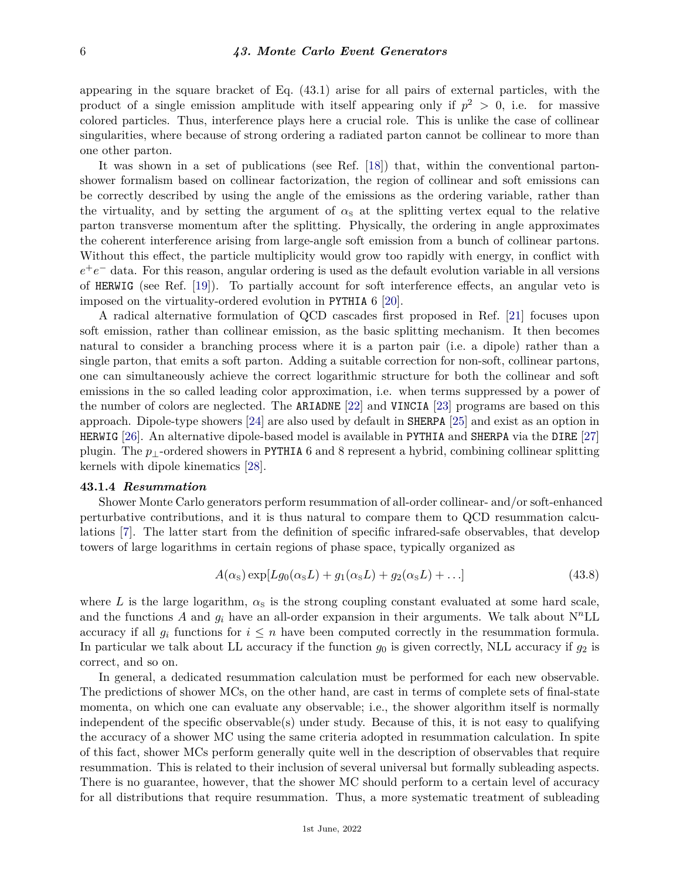appearing in the square bracket of Eq. (43.1) arise for all pairs of external particles, with the product of a single emission amplitude with itself appearing only if $p^2 > 0$, i.e. for massive colored particles. Thus, interference plays here a crucial role. This is unlike the case of collinear singularities, where because of strong ordering a radiated parton cannot be collinear to more than one other parton.

It was shown in a set of publications (see Ref. [18]) that, within the conventional parton-shower formalism based on collinear factorization, the region of collinear and soft emissions can be correctly described by using the angle of the emissions as the ordering variable, rather than the virtuality, and by setting the argument of $\alpha_S$ at the splitting vertex equal to the relative parton transverse momentum after the splitting. Physically, the ordering in angle approximates the coherent interference arising from large-angle soft emission from a bunch of collinear partons. Without this effect, the particle multiplicity would grow too rapidly with energy, in conflict with $e^+e^-$ data. For this reason, angular ordering is used as the default evolution variable in all versions of HERWIG (see Ref. [19]). To partially account for soft interference effects, an angular veto is imposed on the virtuality-ordered evolution in PYTHIA 6 [20].

A radical alternative formulation of QCD cascades first proposed in Ref. [21] focuses upon soft emission, rather than collinear emission, as the basic splitting mechanism. It then becomes natural to consider a branching process where it is a parton pair (i.e. a dipole) rather than a single parton, that emits a soft parton. Adding a suitable correction for non-soft, collinear partons, one can simultaneously achieve the correct logarithmic structure for both the collinear and soft emissions in the so called leading color approximation, i.e. when terms suppressed by a power of the number of colors are neglected. The ARIADNE [22] and VINCIA [23] programs are based on this approach. Dipole-type showers [24] are also used by default in SHERPA [25] and exist as an option in HERWIG [26]. An alternative dipole-based model is available in PYTHIA and SHERPA via the DIRE [27] plugin. The $p_\perp$-ordered showers in PYTHIA 6 and 8 represent a hybrid, combining collinear splitting kernels with dipole kinematics [28].

### 43.1.4 *Resummation*

Shower Monte Carlo generators perform resummation of all-order collinear- and/or soft-enhanced perturbative contributions, and it is thus natural to compare them to QCD resummation calculations [7]. The latter start from the definition of specific infrared-safe observables, that develop towers of large logarithms in certain regions of phase space, typically organized as

$$A(\alpha_S)\exp[Lg_0(\alpha_S L) + g_1(\alpha_S L) + g_2(\alpha_S L) + \ldots] \tag{43.8}$$

where $L$ is the large logarithm, $\alpha_S$ is the strong coupling constant evaluated at some hard scale, and the functions $A$ and $g_i$ have an all-order expansion in their arguments. We talk about N$^n$LL accuracy if all $g_i$ functions for $i \leq n$ have been computed correctly in the resummation formula. In particular we talk about LL accuracy if the function $g_0$ is given correctly, NLL accuracy if $g_2$ is correct, and so on.

In general, a dedicated resummation calculation must be performed for each new observable. The predictions of shower MCs, on the other hand, are cast in terms of complete sets of final-state momenta, on which one can evaluate any observable; i.e., the shower algorithm itself is normally independent of the specific observable(s) under study. Because of this, it is not easy to qualifying the accuracy of a shower MC using the same criteria adopted in resummation calculation. In spite of this fact, shower MCs perform generally quite well in the description of observables that require resummation. This is related to their inclusion of several universal but formally subleading aspects. There is no guarantee, however, that the shower MC should perform to a certain level of accuracy for all distributions that require resummation. Thus, a more systematic treatment of subleading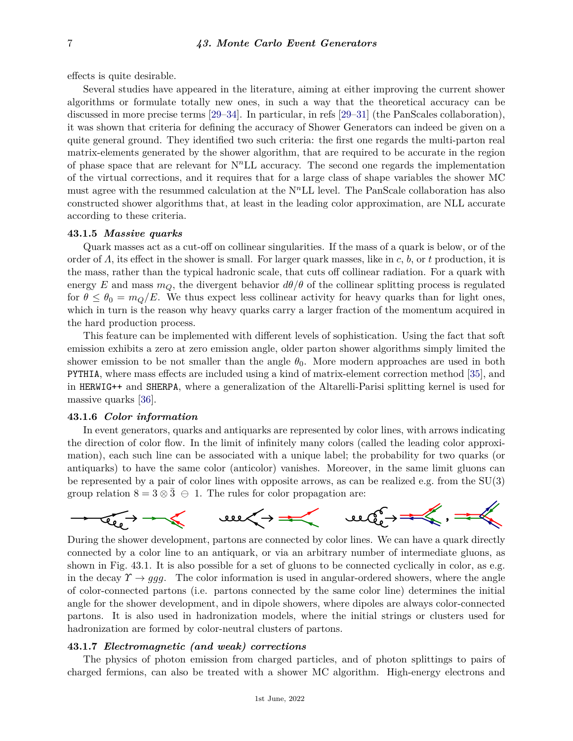effects is quite desirable.

Several studies have appeared in the literature, aiming at either improving the current shower algorithms or formulate totally new ones, in such a way that the theoretical accuracy can be discussed in more precise terms [29–34]. In particular, in refs [29–31] (the PanScales collaboration), it was shown that criteria for defining the accuracy of Shower Generators can indeed be given on a quite general ground. They identified two such criteria: the first one regards the multi-parton real matrix-elements generated by the shower algorithm, that are required to be accurate in the region of phase space that are relevant for N$^n$LL accuracy. The second one regards the implementation of the virtual corrections, and it requires that for a large class of shape variables the shower MC must agree with the resummed calculation at the N$^n$LL level. The PanScale collaboration has also constructed shower algorithms that, at least in the leading color approximation, are NLL accurate according to these criteria.

### 43.1.5 *Massive quarks*

Quark masses act as a cut-off on collinear singularities. If the mass of a quark is below, or of the order of $\Lambda$, its effect in the shower is small. For larger quark masses, like in $c$, $b$, or $t$ production, it is the mass, rather than the typical hadronic scale, that cuts off collinear radiation. For a quark with energy $E$ and mass $m_Q$, the divergent behavior $d\theta/\theta$ of the collinear splitting process is regulated for $\theta \leq \theta_0 = m_Q/E$. We thus expect less collinear activity for heavy quarks than for light ones, which in turn is the reason why heavy quarks carry a larger fraction of the momentum acquired in the hard production process.

This feature can be implemented with different levels of sophistication. Using the fact that soft emission exhibits a zero at zero emission angle, older parton shower algorithms simply limited the shower emission to be not smaller than the angle $\theta_0$. More modern approaches are used in both PYTHIA, where mass effects are included using a kind of matrix-element correction method [35], and in HERWIG++ and SHERPA, where a generalization of the Altarelli-Parisi splitting kernel is used for massive quarks [36].

### 43.1.6 *Color information*

In event generators, quarks and antiquarks are represented by color lines, with arrows indicating the direction of color flow. In the limit of infinitely many colors (called the leading color approximation), each such line can be associated with a unique label; the probability for two quarks (or antiquarks) to have the same color (anticolor) vanishes. Moreover, in the same limit gluons can be represented by a pair of color lines with opposite arrows, as can be realized e.g. from the SU(3) group relation $8 = 3 \otimes \bar{3} \ominus 1$. The rules for color propagation are:

During the shower development, partons are connected by color lines. We can have a quark directly connected by a color line to an antiquark, or via an arbitrary number of intermediate gluons, as shown in Fig. 43.1. It is also possible for a set of gluons to be connected cyclically in color, as e.g. in the decay $\Upsilon \to ggg$. The color information is used in angular-ordered showers, where the angle of color-connected partons (i.e. partons connected by the same color line) determines the initial angle for the shower development, and in dipole showers, where dipoles are always color-connected partons. It is also used in hadronization models, where the initial strings or clusters used for hadronization are formed by color-neutral clusters of partons.

### 43.1.7 *Electromagnetic (and weak) corrections*

The physics of photon emission from charged particles, and of photon splittings to pairs of charged fermions, can also be treated with a shower MC algorithm. High-energy electrons and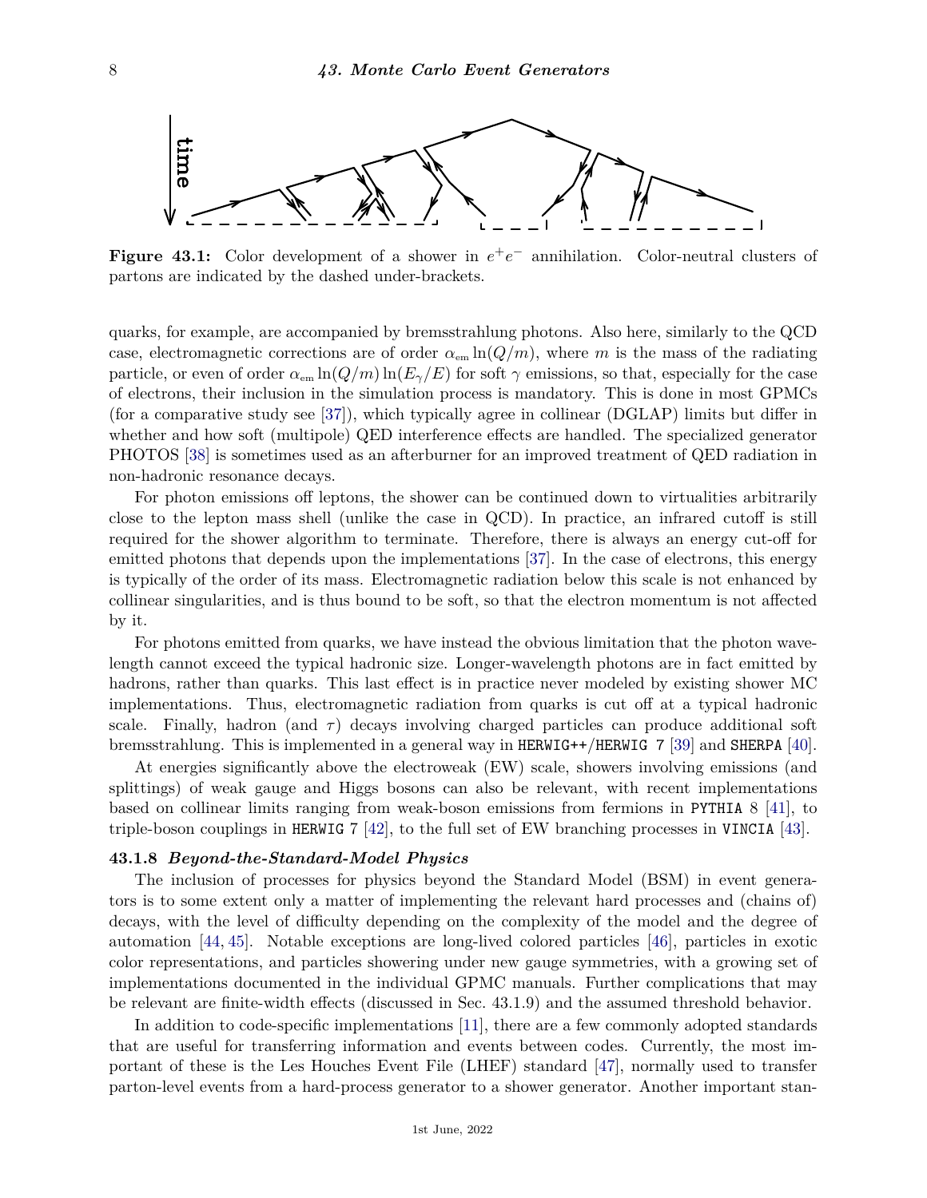**Figure 43.1:** Color development of a shower in $e^+e^-$ annihilation. Color-neutral clusters of partons are indicated by the dashed under-brackets.

quarks, for example, are accompanied by bremsstrahlung photons. Also here, similarly to the QCD case, electromagnetic corrections are of order $\alpha_{\rm em}\ln(Q/m)$, where $m$ is the mass of the radiating particle, or even of order $\alpha_{\rm em}\ln(Q/m)\ln(E_\gamma/E)$ for soft $\gamma$ emissions, so that, especially for the case of electrons, their inclusion in the simulation process is mandatory. This is done in most GPMCs (for a comparative study see [37]), which typically agree in collinear (DGLAP) limits but differ in whether and how soft (multipole) QED interference effects are handled. The specialized generator PHOTOS [38] is sometimes used as an afterburner for an improved treatment of QED radiation in non-hadronic resonance decays.

For photon emissions off leptons, the shower can be continued down to virtualities arbitrarily close to the lepton mass shell (unlike the case in QCD). In practice, an infrared cutoff is still required for the shower algorithm to terminate. Therefore, there is always an energy cut-off for emitted photons that depends upon the implementations [37]. In the case of electrons, this energy is typically of the order of its mass. Electromagnetic radiation below this scale is not enhanced by collinear singularities, and is thus bound to be soft, so that the electron momentum is not affected by it.

For photons emitted from quarks, we have instead the obvious limitation that the photon wavelength cannot exceed the typical hadronic size. Longer-wavelength photons are in fact emitted by hadrons, rather than quarks. This last effect is in practice never modeled by existing shower MC implementations. Thus, electromagnetic radiation from quarks is cut off at a typical hadronic scale. Finally, hadron (and $\tau$) decays involving charged particles can produce additional soft bremsstrahlung. This is implemented in a general way in `HERWIG++/HERWIG 7` [39] and `SHERPA` [40].

At energies significantly above the electroweak (EW) scale, showers involving emissions (and splittings) of weak gauge and Higgs bosons can also be relevant, with recent implementations based on collinear limits ranging from weak-boson emissions from fermions in `PYTHIA` 8 [41], to triple-boson couplings in `HERWIG` 7 [42], to the full set of EW branching processes in `VINCIA` [43].

### 43.1.8 *Beyond-the-Standard-Model Physics*

The inclusion of processes for physics beyond the Standard Model (BSM) in event generators is to some extent only a matter of implementing the relevant hard processes and (chains of) decays, with the level of difficulty depending on the complexity of the model and the degree of automation [44, 45]. Notable exceptions are long-lived colored particles [46], particles in exotic color representations, and particles showering under new gauge symmetries, with a growing set of implementations documented in the individual GPMC manuals. Further complications that may be relevant are finite-width effects (discussed in Sec. 43.1.9) and the assumed threshold behavior.

In addition to code-specific implementations [11], there are a few commonly adopted standards that are useful for transferring information and events between codes. Currently, the most important of these is the Les Houches Event File (LHEF) standard [47], normally used to transfer parton-level events from a hard-process generator to a shower generator. Another important stan-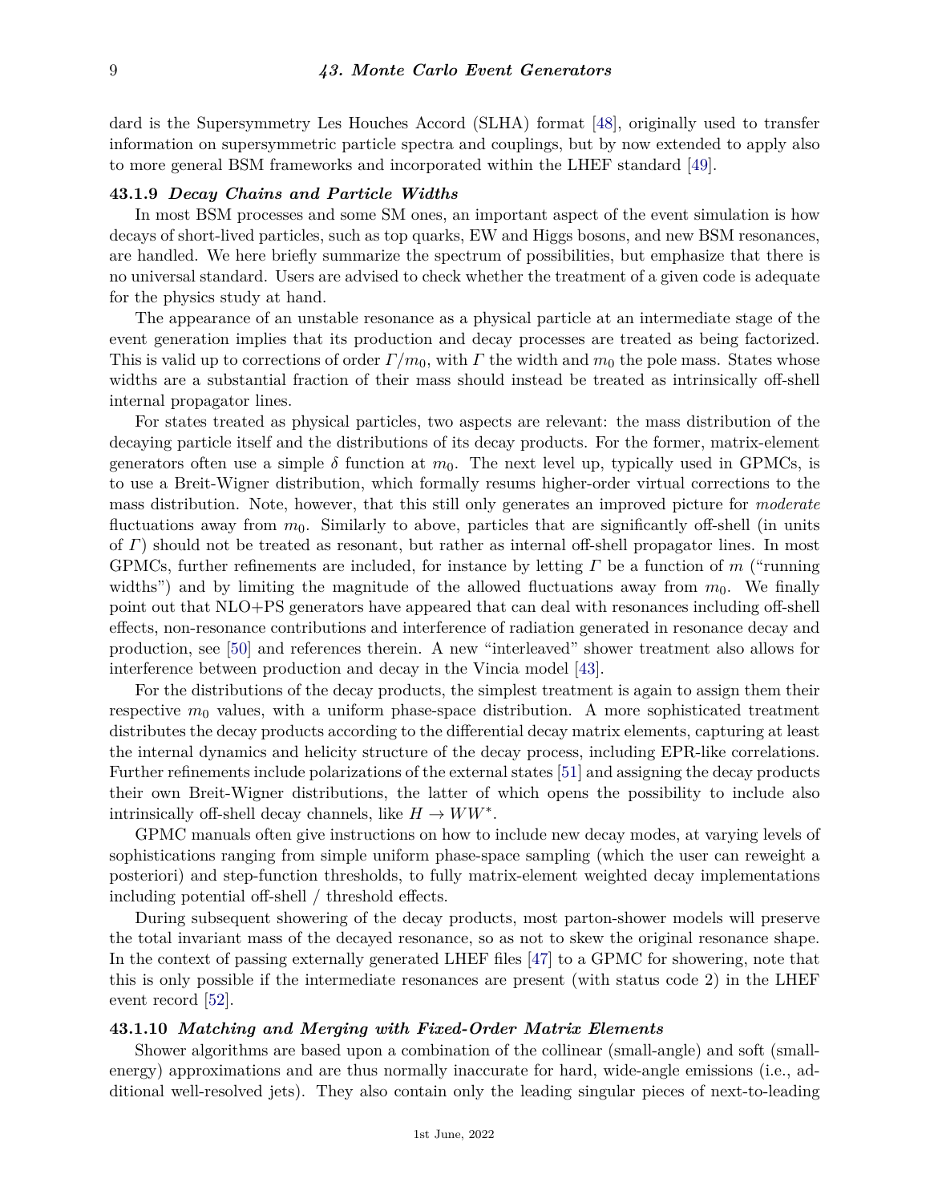dard is the Supersymmetry Les Houches Accord (SLHA) format [48], originally used to transfer information on supersymmetric particle spectra and couplings, but by now extended to apply also to more general BSM frameworks and incorporated within the LHEF standard [49].

### 43.1.9 *Decay Chains and Particle Widths*

In most BSM processes and some SM ones, an important aspect of the event simulation is how decays of short-lived particles, such as top quarks, EW and Higgs bosons, and new BSM resonances, are handled. We here briefly summarize the spectrum of possibilities, but emphasize that there is no universal standard. Users are advised to check whether the treatment of a given code is adequate for the physics study at hand.

The appearance of an unstable resonance as a physical particle at an intermediate stage of the event generation implies that its production and decay processes are treated as being factorized. This is valid up to corrections of order $\Gamma/m_0$, with $\Gamma$ the width and $m_0$ the pole mass. States whose widths are a substantial fraction of their mass should instead be treated as intrinsically off-shell internal propagator lines.

For states treated as physical particles, two aspects are relevant: the mass distribution of the decaying particle itself and the distributions of its decay products. For the former, matrix-element generators often use a simple $\delta$ function at $m_0$. The next level up, typically used in GPMCs, is to use a Breit-Wigner distribution, which formally resums higher-order virtual corrections to the mass distribution. Note, however, that this still only generates an improved picture for *moderate* fluctuations away from $m_0$. Similarly to above, particles that are significantly off-shell (in units of $\Gamma$) should not be treated as resonant, but rather as internal off-shell propagator lines. In most GPMCs, further refinements are included, for instance by letting $\Gamma$ be a function of $m$ ("running widths") and by limiting the magnitude of the allowed fluctuations away from $m_0$. We finally point out that NLO+PS generators have appeared that can deal with resonances including off-shell effects, non-resonance contributions and interference of radiation generated in resonance decay and production, see [50] and references therein. A new "interleaved" shower treatment also allows for interference between production and decay in the Vincia model [43].

For the distributions of the decay products, the simplest treatment is again to assign them their respective $m_0$ values, with a uniform phase-space distribution. A more sophisticated treatment distributes the decay products according to the differential decay matrix elements, capturing at least the internal dynamics and helicity structure of the decay process, including EPR-like correlations. Further refinements include polarizations of the external states [51] and assigning the decay products their own Breit-Wigner distributions, the latter of which opens the possibility to include also intrinsically off-shell decay channels, like $H \to WW^*$.

GPMC manuals often give instructions on how to include new decay modes, at varying levels of sophistications ranging from simple uniform phase-space sampling (which the user can reweight a posteriori) and step-function thresholds, to fully matrix-element weighted decay implementations including potential off-shell / threshold effects.

During subsequent showering of the decay products, most parton-shower models will preserve the total invariant mass of the decayed resonance, so as not to skew the original resonance shape. In the context of passing externally generated LHEF files [47] to a GPMC for showering, note that this is only possible if the intermediate resonances are present (with status code 2) in the LHEF event record [52].

### 43.1.10 *Matching and Merging with Fixed-Order Matrix Elements*

Shower algorithms are based upon a combination of the collinear (small-angle) and soft (small-energy) approximations and are thus normally inaccurate for hard, wide-angle emissions (i.e., additional well-resolved jets). They also contain only the leading singular pieces of next-to-leading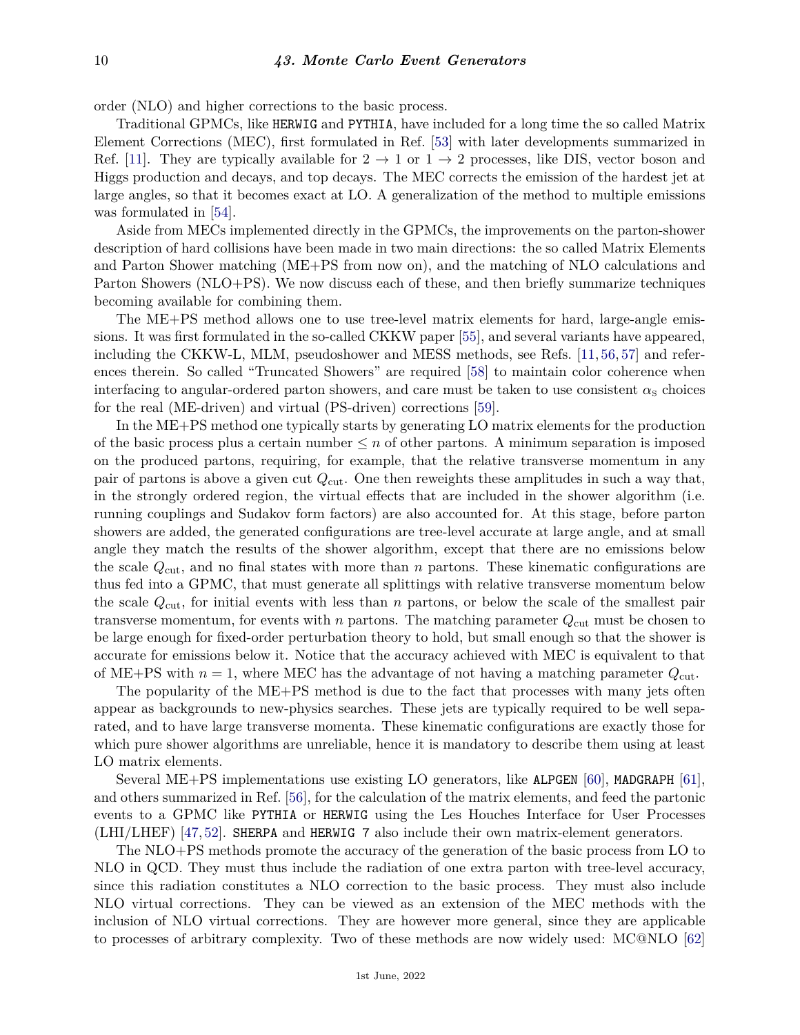order (NLO) and higher corrections to the basic process.

Traditional GPMCs, like HERWIG and PYTHIA, have included for a long time the so called Matrix Element Corrections (MEC), first formulated in Ref. [53] with later developments summarized in Ref. [11]. They are typically available for $2 \to 1$ or $1 \to 2$ processes, like DIS, vector boson and Higgs production and decays, and top decays. The MEC corrects the emission of the hardest jet at large angles, so that it becomes exact at LO. A generalization of the method to multiple emissions was formulated in [54].

Aside from MECs implemented directly in the GPMCs, the improvements on the parton-shower description of hard collisions have been made in two main directions: the so called Matrix Elements and Parton Shower matching (ME+PS from now on), and the matching of NLO calculations and Parton Showers (NLO+PS). We now discuss each of these, and then briefly summarize techniques becoming available for combining them.

The ME+PS method allows one to use tree-level matrix elements for hard, large-angle emissions. It was first formulated in the so-called CKKW paper [55], and several variants have appeared, including the CKKW-L, MLM, pseudoshower and MESS methods, see Refs. [11, 56, 57] and references therein. So called "Truncated Showers" are required [58] to maintain color coherence when interfacing to angular-ordered parton showers, and care must be taken to use consistent $\alpha_S$ choices for the real (ME-driven) and virtual (PS-driven) corrections [59].

In the ME+PS method one typically starts by generating LO matrix elements for the production of the basic process plus a certain number $\leq n$ of other partons. A minimum separation is imposed on the produced partons, requiring, for example, that the relative transverse momentum in any pair of partons is above a given cut $Q_{\text{cut}}$. One then reweights these amplitudes in such a way that, in the strongly ordered region, the virtual effects that are included in the shower algorithm (i.e. running couplings and Sudakov form factors) are also accounted for. At this stage, before parton showers are added, the generated configurations are tree-level accurate at large angle, and at small angle they match the results of the shower algorithm, except that there are no emissions below the scale $Q_{\text{cut}}$, and no final states with more than $n$ partons. These kinematic configurations are thus fed into a GPMC, that must generate all splittings with relative transverse momentum below the scale $Q_{\text{cut}}$, for initial events with less than $n$ partons, or below the scale of the smallest pair transverse momentum, for events with $n$ partons. The matching parameter $Q_{\text{cut}}$ must be chosen to be large enough for fixed-order perturbation theory to hold, but small enough so that the shower is accurate for emissions below it. Notice that the accuracy achieved with MEC is equivalent to that of ME+PS with $n = 1$, where MEC has the advantage of not having a matching parameter $Q_{\text{cut}}$.

The popularity of the ME+PS method is due to the fact that processes with many jets often appear as backgrounds to new-physics searches. These jets are typically required to be well separated, and to have large transverse momenta. These kinematic configurations are exactly those for which pure shower algorithms are unreliable, hence it is mandatory to describe them using at least LO matrix elements.

Several ME+PS implementations use existing LO generators, like ALPGEN [60], MADGRAPH [61], and others summarized in Ref. [56], for the calculation of the matrix elements, and feed the partonic events to a GPMC like PYTHIA or HERWIG using the Les Houches Interface for User Processes (LHI/LHEF) [47, 52]. SHERPA and HERWIG 7 also include their own matrix-element generators.

The NLO+PS methods promote the accuracy of the generation of the basic process from LO to NLO in QCD. They must thus include the radiation of one extra parton with tree-level accuracy, since this radiation constitutes a NLO correction to the basic process. They must also include NLO virtual corrections. They can be viewed as an extension of the MEC methods with the inclusion of NLO virtual corrections. They are however more general, since they are applicable to processes of arbitrary complexity. Two of these methods are now widely used: MC@NLO [62]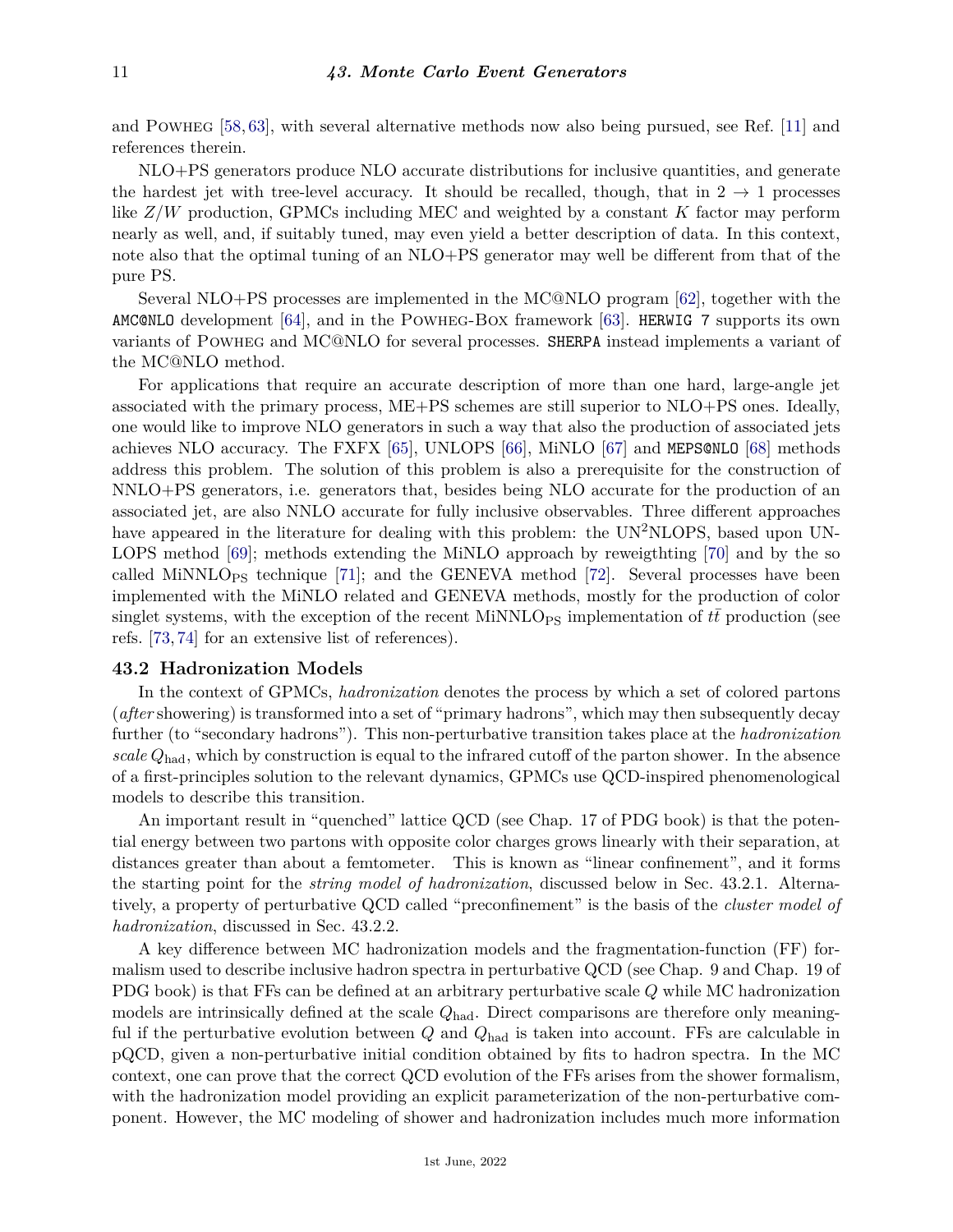and POWHEG [58, 63], with several alternative methods now also being pursued, see Ref. [11] and references therein.

NLO+PS generators produce NLO accurate distributions for inclusive quantities, and generate the hardest jet with tree-level accuracy. It should be recalled, though, that in $2 \to 1$ processes like $Z/W$ production, GPMCs including MEC and weighted by a constant $K$ factor may perform nearly as well, and, if suitably tuned, may even yield a better description of data. In this context, note also that the optimal tuning of an NLO+PS generator may well be different from that of the pure PS.

Several NLO+PS processes are implemented in the MC@NLO program [62], together with the `AMC@NLO` development [64], and in the POWHEG-BOX framework [63]. `HERWIG 7` supports its own variants of POWHEG and MC@NLO for several processes. `SHERPA` instead implements a variant of the MC@NLO method.

For applications that require an accurate description of more than one hard, large-angle jet associated with the primary process, ME+PS schemes are still superior to NLO+PS ones. Ideally, one would like to improve NLO generators in such a way that also the production of associated jets achieves NLO accuracy. The FXFX [65], UNLOPS [66], MiNLO [67] and `MEPS@NLO` [68] methods address this problem. The solution of this problem is also a prerequisite for the construction of NNLO+PS generators, i.e. generators that, besides being NLO accurate for the production of an associated jet, are also NNLO accurate for fully inclusive observables. Three different approaches have appeared in the literature for dealing with this problem: the UN$^2$NLOPS, based upon UNLOPS method [69]; methods extending the MiNLO approach by reweigthting [70] and by the so called MiNNLO$_{\rm PS}$ technique [71]; and the GENEVA method [72]. Several processes have been implemented with the MiNLO related and GENEVA methods, mostly for the production of color singlet systems, with the exception of the recent MiNNLO$_{\rm PS}$ implementation of $t\bar{t}$ production (see refs. [73, 74] for an extensive list of references).

## 43.2 Hadronization Models

In the context of GPMCs, *hadronization* denotes the process by which a set of colored partons (*after* showering) is transformed into a set of "primary hadrons", which may then subsequently decay further (to "secondary hadrons"). This non-perturbative transition takes place at the *hadronization scale* $Q_{\rm had}$, which by construction is equal to the infrared cutoff of the parton shower. In the absence of a first-principles solution to the relevant dynamics, GPMCs use QCD-inspired phenomenological models to describe this transition.

An important result in "quenched" lattice QCD (see Chap. 17 of PDG book) is that the potential energy between two partons with opposite color charges grows linearly with their separation, at distances greater than about a femtometer. This is known as "linear confinement", and it forms the starting point for the *string model of hadronization*, discussed below in Sec. 43.2.1. Alternatively, a property of perturbative QCD called "preconfinement" is the basis of the *cluster model of hadronization*, discussed in Sec. 43.2.2.

A key difference between MC hadronization models and the fragmentation-function (FF) formalism used to describe inclusive hadron spectra in perturbative QCD (see Chap. 9 and Chap. 19 of PDG book) is that FFs can be defined at an arbitrary perturbative scale $Q$ while MC hadronization models are intrinsically defined at the scale $Q_{\rm had}$. Direct comparisons are therefore only meaningful if the perturbative evolution between $Q$ and $Q_{\rm had}$ is taken into account. FFs are calculable in pQCD, given a non-perturbative initial condition obtained by fits to hadron spectra. In the MC context, one can prove that the correct QCD evolution of the FFs arises from the shower formalism, with the hadronization model providing an explicit parameterization of the non-perturbative component. However, the MC modeling of shower and hadronization includes much more information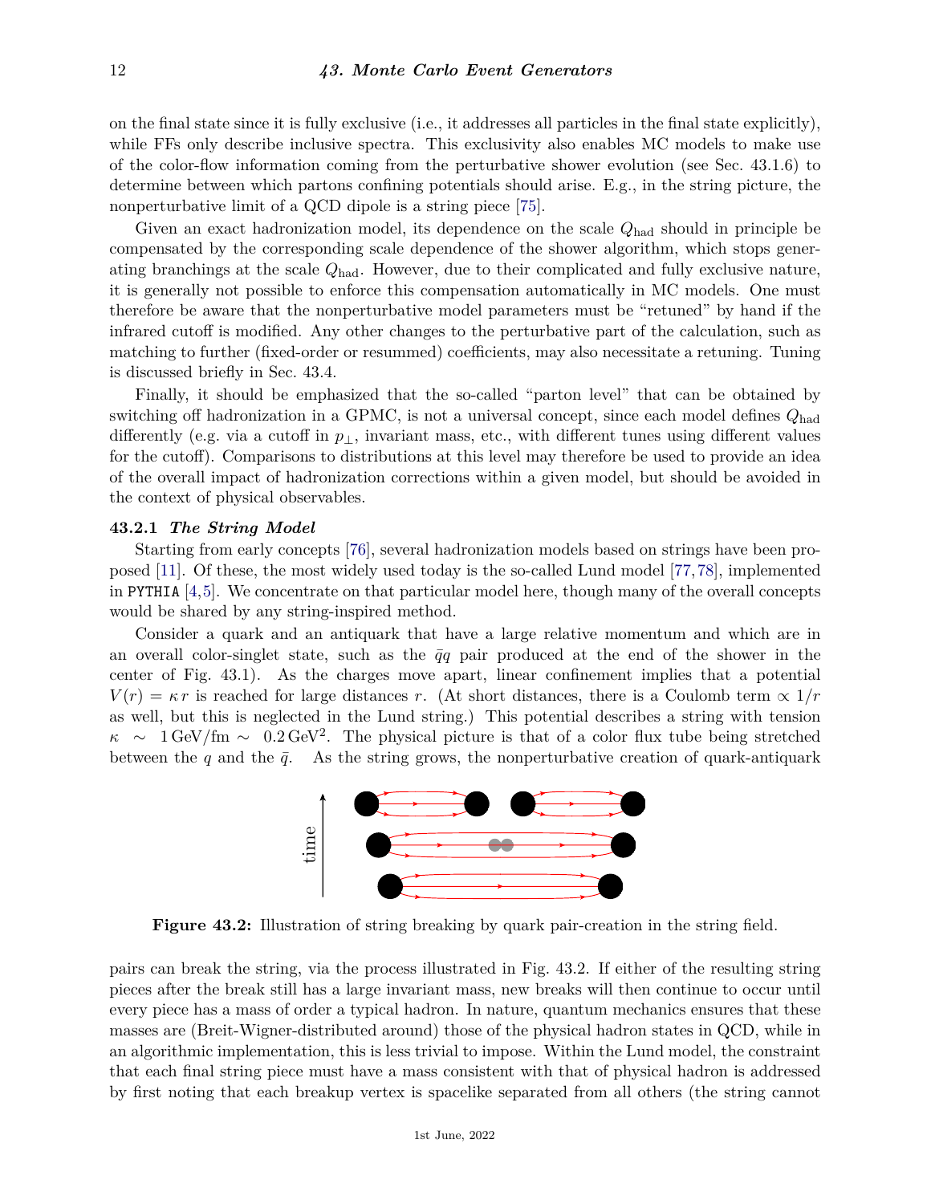on the final state since it is fully exclusive (i.e., it addresses all particles in the final state explicitly), while FFs only describe inclusive spectra. This exclusivity also enables MC models to make use of the color-flow information coming from the perturbative shower evolution (see Sec. 43.1.6) to determine between which partons confining potentials should arise. E.g., in the string picture, the nonperturbative limit of a QCD dipole is a string piece [75].

Given an exact hadronization model, its dependence on the scale $Q_{\rm had}$ should in principle be compensated by the corresponding scale dependence of the shower algorithm, which stops generating branchings at the scale $Q_{\rm had}$. However, due to their complicated and fully exclusive nature, it is generally not possible to enforce this compensation automatically in MC models. One must therefore be aware that the nonperturbative model parameters must be "retuned" by hand if the infrared cutoff is modified. Any other changes to the perturbative part of the calculation, such as matching to further (fixed-order or resummed) coefficients, may also necessitate a retuning. Tuning is discussed briefly in Sec. 43.4.

Finally, it should be emphasized that the so-called "parton level" that can be obtained by switching off hadronization in a GPMC, is not a universal concept, since each model defines $Q_{\rm had}$ differently (e.g. via a cutoff in $p_\perp$, invariant mass, etc., with different tunes using different values for the cutoff). Comparisons to distributions at this level may therefore be used to provide an idea of the overall impact of hadronization corrections within a given model, but should be avoided in the context of physical observables.

### 43.2.1 *The String Model*

Starting from early concepts [76], several hadronization models based on strings have been proposed [11]. Of these, the most widely used today is the so-called Lund model [77,78], implemented in PYTHIA [4,5]. We concentrate on that particular model here, though many of the overall concepts would be shared by any string-inspired method.

Consider a quark and an antiquark that have a large relative momentum and which are in an overall color-singlet state, such as the $\bar{q}q$ pair produced at the end of the shower in the center of Fig. 43.1). As the charges move apart, linear confinement implies that a potential $V(r) = \kappa\, r$ is reached for large distances $r$. (At short distances, there is a Coulomb term $\propto 1/r$ as well, but this is neglected in the Lund string.) This potential describes a string with tension $\kappa \sim 1\,\mathrm{GeV/fm} \sim 0.2\,\mathrm{GeV}^2$. The physical picture is that of a color flux tube being stretched between the $q$ and the $\bar{q}$. As the string grows, the nonperturbative creation of quark-antiquark

**Figure 43.2:** Illustration of string breaking by quark pair-creation in the string field.

pairs can break the string, via the process illustrated in Fig. 43.2. If either of the resulting string pieces after the break still has a large invariant mass, new breaks will then continue to occur until every piece has a mass of order a typical hadron. In nature, quantum mechanics ensures that these masses are (Breit-Wigner-distributed around) those of the physical hadron states in QCD, while in an algorithmic implementation, this is less trivial to impose. Within the Lund model, the constraint that each final string piece must have a mass consistent with that of physical hadron is addressed by first noting that each breakup vertex is spacelike separated from all others (the string cannot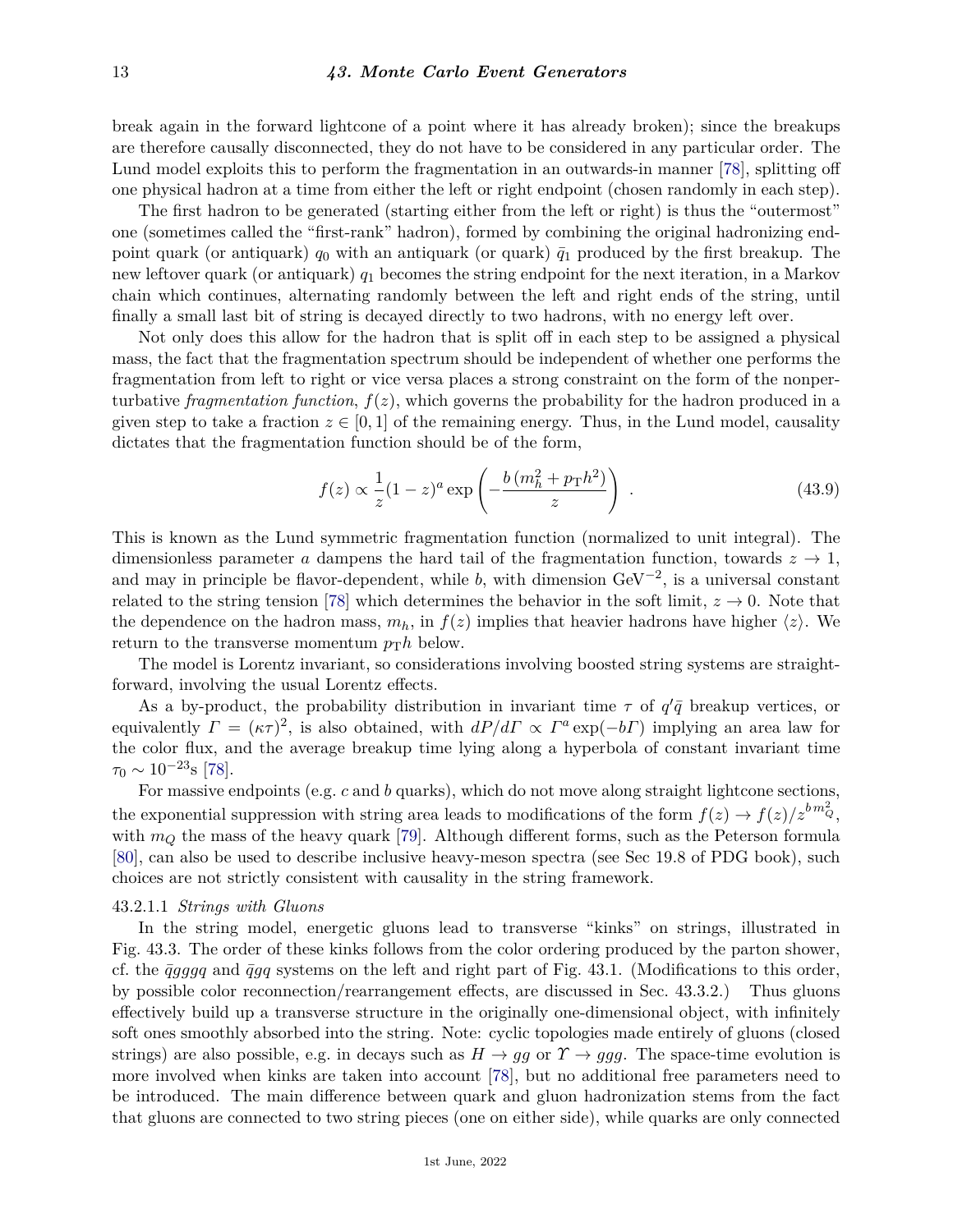break again in the forward lightcone of a point where it has already broken); since the breakups are therefore causally disconnected, they do not have to be considered in any particular order. The Lund model exploits this to perform the fragmentation in an outwards-in manner [78], splitting off one physical hadron at a time from either the left or right endpoint (chosen randomly in each step).

The first hadron to be generated (starting either from the left or right) is thus the "outermost" one (sometimes called the "first-rank" hadron), formed by combining the original hadronizing endpoint quark (or antiquark) $q_0$ with an antiquark (or quark) $\bar{q}_1$ produced by the first breakup. The new leftover quark (or antiquark) $q_1$ becomes the string endpoint for the next iteration, in a Markov chain which continues, alternating randomly between the left and right ends of the string, until finally a small last bit of string is decayed directly to two hadrons, with no energy left over.

Not only does this allow for the hadron that is split off in each step to be assigned a physical mass, the fact that the fragmentation spectrum should be independent of whether one performs the fragmentation from left to right or vice versa places a strong constraint on the form of the nonperturbative *fragmentation function*, $f(z)$, which governs the probability for the hadron produced in a given step to take a fraction $z \in [0, 1]$ of the remaining energy. Thus, in the Lund model, causality dictates that the fragmentation function should be of the form,

$$f(z) \propto \frac{1}{z}(1-z)^a \exp\left(-\frac{b\,(m_h^2 + p_{\mathrm{T}}h^2)}{z}\right) \ . \tag{43.9}$$

This is known as the Lund symmetric fragmentation function (normalized to unit integral). The dimensionless parameter $a$ dampens the hard tail of the fragmentation function, towards $z \to 1$, and may in principle be flavor-dependent, while $b$, with dimension $\mathrm{GeV}^{-2}$, is a universal constant related to the string tension [78] which determines the behavior in the soft limit, $z \to 0$. Note that the dependence on the hadron mass, $m_h$, in $f(z)$ implies that heavier hadrons have higher $\langle z \rangle$. We return to the transverse momentum $p_{\mathrm{T}}h$ below.

The model is Lorentz invariant, so considerations involving boosted string systems are straightforward, involving the usual Lorentz effects.

As a by-product, the probability distribution in invariant time $\tau$ of $q'\bar{q}$ breakup vertices, or equivalently $\Gamma = (\kappa\tau)^2$, is also obtained, with $dP/d\Gamma \propto \Gamma^a \exp(-b\Gamma)$ implying an area law for the color flux, and the average breakup time lying along a hyperbola of constant invariant time $\tau_0 \sim 10^{-23}$s [78].

For massive endpoints (e.g. $c$ and $b$ quarks), which do not move along straight lightcone sections, the exponential suppression with string area leads to modifications of the form $f(z) \to f(z)/z^{b\,m_Q^2}$, with $m_Q$ the mass of the heavy quark [79]. Although different forms, such as the Peterson formula [80], can also be used to describe inclusive heavy-meson spectra (see Sec 19.8 of PDG book), such choices are not strictly consistent with causality in the string framework.

#### 43.2.1.1 *Strings with Gluons*

In the string model, energetic gluons lead to transverse "kinks" on strings, illustrated in Fig. 43.3. The order of these kinks follows from the color ordering produced by the parton shower, cf. the $\bar{q}gggq$ and $\bar{q}gq$ systems on the left and right part of Fig. 43.1. (Modifications to this order, by possible color reconnection/rearrangement effects, are discussed in Sec. 43.3.2.) Thus gluons effectively build up a transverse structure in the originally one-dimensional object, with infinitely soft ones smoothly absorbed into the string. Note: cyclic topologies made entirely of gluons (closed strings) are also possible, e.g. in decays such as $H \to gg$ or $\Upsilon \to ggg$. The space-time evolution is more involved when kinks are taken into account [78], but no additional free parameters need to be introduced. The main difference between quark and gluon hadronization stems from the fact that gluons are connected to two string pieces (one on either side), while quarks are only connected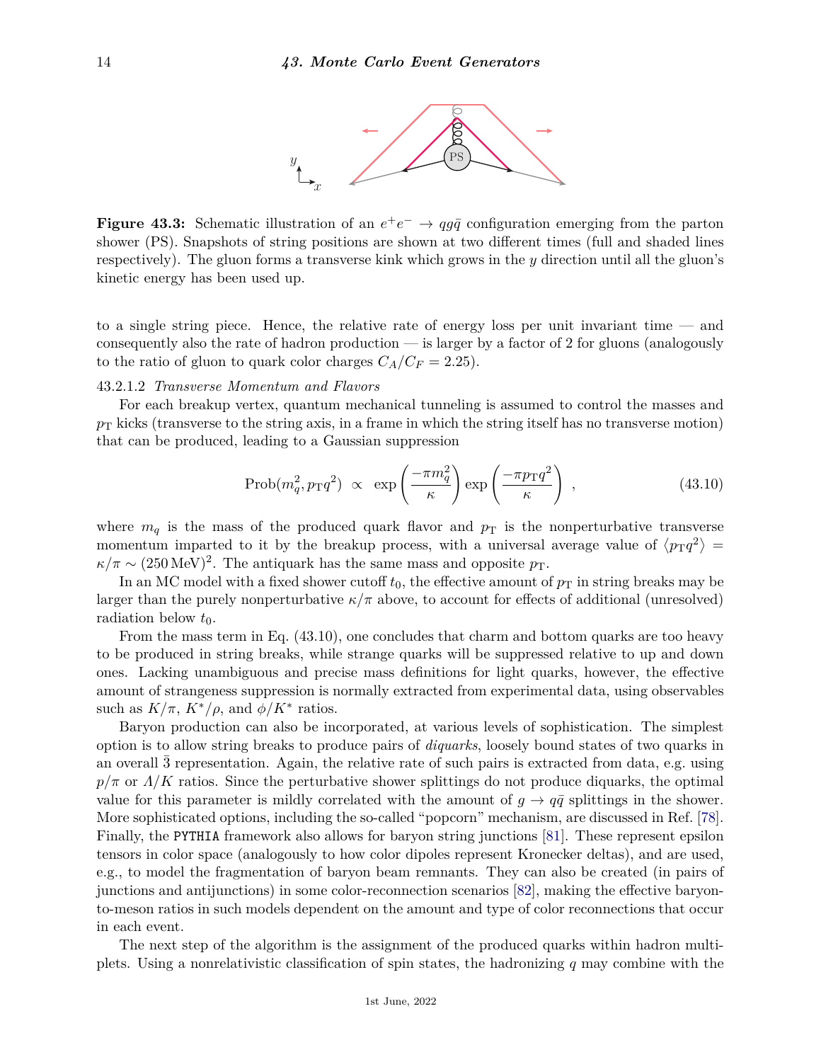**Figure 43.3:** Schematic illustration of an $e^+e^- \to qg\bar{q}$ configuration emerging from the parton shower (PS). Snapshots of string positions are shown at two different times (full and shaded lines respectively). The gluon forms a transverse kink which grows in the $y$ direction until all the gluon's kinetic energy has been used up.

to a single string piece. Hence, the relative rate of energy loss per unit invariant time — and consequently also the rate of hadron production — is larger by a factor of 2 for gluons (analogously to the ratio of gluon to quark color charges $C_A/C_F = 2.25$).

#### 43.2.1.2 *Transverse Momentum and Flavors*

For each breakup vertex, quantum mechanical tunneling is assumed to control the masses and $p_\mathrm{T}$ kicks (transverse to the string axis, in a frame in which the string itself has no transverse motion) that can be produced, leading to a Gaussian suppression

$$\mathrm{Prob}(m_q^2, p_\mathrm{T}q^2) \;\propto\; \exp\left(\frac{-\pi m_q^2}{\kappa}\right) \exp\left(\frac{-\pi p_\mathrm{T}q^2}{\kappa}\right) \;, \tag{43.10}$$

where $m_q$ is the mass of the produced quark flavor and $p_\mathrm{T}$ is the nonperturbative transverse momentum imparted to it by the breakup process, with a universal average value of $\langle p_\mathrm{T}q^2 \rangle = \kappa/\pi \sim (250\,\mathrm{MeV})^2$. The antiquark has the same mass and opposite $p_\mathrm{T}$.

In an MC model with a fixed shower cutoff $t_0$, the effective amount of $p_\mathrm{T}$ in string breaks may be larger than the purely nonperturbative $\kappa/\pi$ above, to account for effects of additional (unresolved) radiation below $t_0$.

From the mass term in Eq. (43.10), one concludes that charm and bottom quarks are too heavy to be produced in string breaks, while strange quarks will be suppressed relative to up and down ones. Lacking unambiguous and precise mass definitions for light quarks, however, the effective amount of strangeness suppression is normally extracted from experimental data, using observables such as $K/\pi$, $K^*/\rho$, and $\phi/K^*$ ratios.

Baryon production can also be incorporated, at various levels of sophistication. The simplest option is to allow string breaks to produce pairs of *diquarks*, loosely bound states of two quarks in an overall $\bar{3}$ representation. Again, the relative rate of such pairs is extracted from data, e.g. using $p/\pi$ or $\Lambda/K$ ratios. Since the perturbative shower splittings do not produce diquarks, the optimal value for this parameter is mildly correlated with the amount of $g \to q\bar{q}$ splittings in the shower. More sophisticated options, including the so-called "popcorn" mechanism, are discussed in Ref. [78]. Finally, the `PYTHIA` framework also allows for baryon string junctions [81]. These represent epsilon tensors in color space (analogously to how color dipoles represent Kronecker deltas), and are used, e.g., to model the fragmentation of baryon beam remnants. They can also be created (in pairs of junctions and antijunctions) in some color-reconnection scenarios [82], making the effective baryon-to-meson ratios in such models dependent on the amount and type of color reconnections that occur in each event.

The next step of the algorithm is the assignment of the produced quarks within hadron multiplets. Using a nonrelativistic classification of spin states, the hadronizing $q$ may combine with the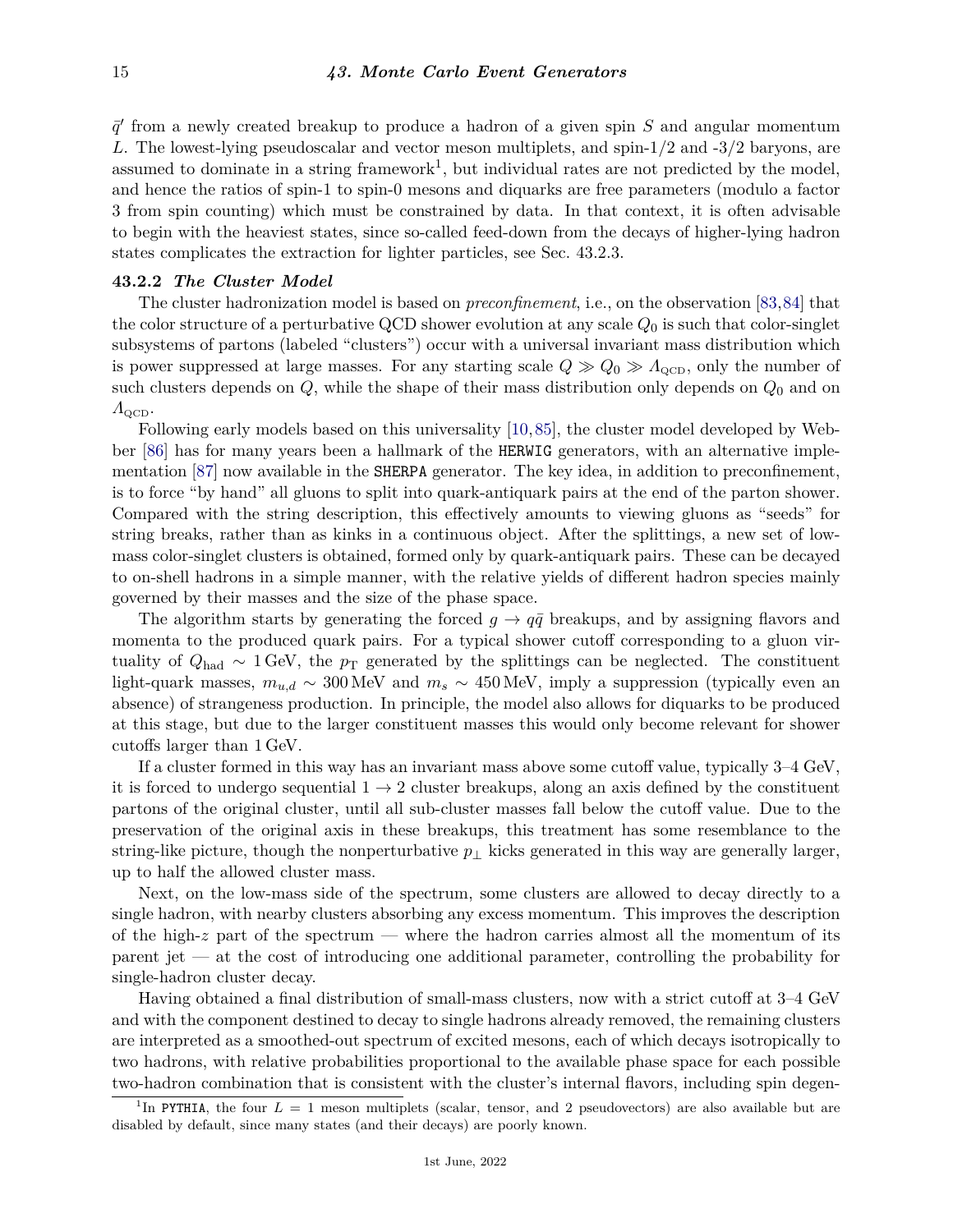$\bar{q}'$ from a newly created breakup to produce a hadron of a given spin $S$ and angular momentum $L$. The lowest-lying pseudoscalar and vector meson multiplets, and spin-1/2 and -3/2 baryons, are assumed to dominate in a string framework[1], but individual rates are not predicted by the model, and hence the ratios of spin-1 to spin-0 mesons and diquarks are free parameters (modulo a factor 3 from spin counting) which must be constrained by data. In that context, it is often advisable to begin with the heaviest states, since so-called feed-down from the decays of higher-lying hadron states complicates the extraction for lighter particles, see Sec. 43.2.3.

### 43.2.2 *The Cluster Model*

The cluster hadronization model is based on *preconfinement*, i.e., on the observation [83,84] that the color structure of a perturbative QCD shower evolution at any scale $Q_0$ is such that color-singlet subsystems of partons (labeled "clusters") occur with a universal invariant mass distribution which is power suppressed at large masses. For any starting scale $Q \gg Q_0 \gg \Lambda_{\mathrm{QCD}}$, only the number of such clusters depends on $Q$, while the shape of their mass distribution only depends on $Q_0$ and on $\Lambda_{\mathrm{QCD}}$.

Following early models based on this universality [10,85], the cluster model developed by Webber [86] has for many years been a hallmark of the HERWIG generators, with an alternative implementation [87] now available in the SHERPA generator. The key idea, in addition to preconfinement, is to force "by hand" all gluons to split into quark-antiquark pairs at the end of the parton shower. Compared with the string description, this effectively amounts to viewing gluons as "seeds" for string breaks, rather than as kinks in a continuous object. After the splittings, a new set of low-mass color-singlet clusters is obtained, formed only by quark-antiquark pairs. These can be decayed to on-shell hadrons in a simple manner, with the relative yields of different hadron species mainly governed by their masses and the size of the phase space.

The algorithm starts by generating the forced $g \to q\bar{q}$ breakups, and by assigning flavors and momenta to the produced quark pairs. For a typical shower cutoff corresponding to a gluon virtuality of $Q_{\mathrm{had}} \sim 1\,\mathrm{GeV}$, the $p_{\mathrm{T}}$ generated by the splittings can be neglected. The constituent light-quark masses, $m_{u,d} \sim 300\,\mathrm{MeV}$ and $m_s \sim 450\,\mathrm{MeV}$, imply a suppression (typically even an absence) of strangeness production. In principle, the model also allows for diquarks to be produced at this stage, but due to the larger constituent masses this would only become relevant for shower cutoffs larger than 1 GeV.

If a cluster formed in this way has an invariant mass above some cutoff value, typically 3–4 GeV, it is forced to undergo sequential $1 \to 2$ cluster breakups, along an axis defined by the constituent partons of the original cluster, until all sub-cluster masses fall below the cutoff value. Due to the preservation of the original axis in these breakups, this treatment has some resemblance to the string-like picture, though the nonperturbative $p_{\perp}$ kicks generated in this way are generally larger, up to half the allowed cluster mass.

Next, on the low-mass side of the spectrum, some clusters are allowed to decay directly to a single hadron, with nearby clusters absorbing any excess momentum. This improves the description of the high-$z$ part of the spectrum — where the hadron carries almost all the momentum of its parent jet — at the cost of introducing one additional parameter, controlling the probability for single-hadron cluster decay.

Having obtained a final distribution of small-mass clusters, now with a strict cutoff at 3–4 GeV and with the component destined to decay to single hadrons already removed, the remaining clusters are interpreted as a smoothed-out spectrum of excited mesons, each of which decays isotropically to two hadrons, with relative probabilities proportional to the available phase space for each possible two-hadron combination that is consistent with the cluster's internal flavors, including spin degen-

[1] In PYTHIA, the four $L = 1$ meson multiplets (scalar, tensor, and 2 pseudovectors) are also available but are disabled by default, since many states (and their decays) are poorly known.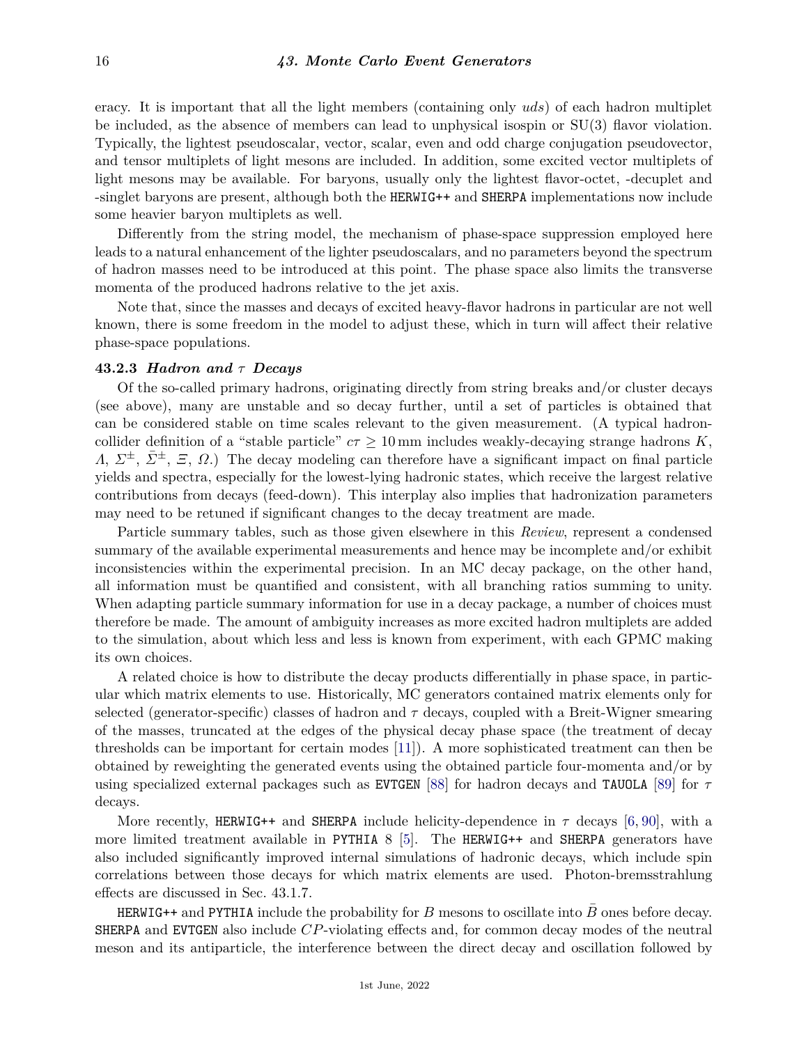eracy. It is important that all the light members (containing only *uds*) of each hadron multiplet be included, as the absence of members can lead to unphysical isospin or SU(3) flavor violation. Typically, the lightest pseudoscalar, vector, scalar, even and odd charge conjugation pseudovector, and tensor multiplets of light mesons are included. In addition, some excited vector multiplets of light mesons may be available. For baryons, usually only the lightest flavor-octet, -decuplet and -singlet baryons are present, although both the `HERWIG++` and `SHERPA` implementations now include some heavier baryon multiplets as well.

Differently from the string model, the mechanism of phase-space suppression employed here leads to a natural enhancement of the lighter pseudoscalars, and no parameters beyond the spectrum of hadron masses need to be introduced at this point. The phase space also limits the transverse momenta of the produced hadrons relative to the jet axis.

Note that, since the masses and decays of excited heavy-flavor hadrons in particular are not well known, there is some freedom in the model to adjust these, which in turn will affect their relative phase-space populations.

### 43.2.3 *Hadron and $\tau$ Decays*

Of the so-called primary hadrons, originating directly from string breaks and/or cluster decays (see above), many are unstable and so decay further, until a set of particles is obtained that can be considered stable on time scales relevant to the given measurement. (A typical hadron-collider definition of a "stable particle" $c\tau \geq 10\,\mathrm{mm}$ includes weakly-decaying strange hadrons $K$, $\Lambda$, $\Sigma^{\pm}$, $\bar{\Sigma}^{\pm}$, $\Xi$, $\Omega$.) The decay modeling can therefore have a significant impact on final particle yields and spectra, especially for the lowest-lying hadronic states, which receive the largest relative contributions from decays (feed-down). This interplay also implies that hadronization parameters may need to be retuned if significant changes to the decay treatment are made.

Particle summary tables, such as those given elsewhere in this *Review*, represent a condensed summary of the available experimental measurements and hence may be incomplete and/or exhibit inconsistencies within the experimental precision. In an MC decay package, on the other hand, all information must be quantified and consistent, with all branching ratios summing to unity. When adapting particle summary information for use in a decay package, a number of choices must therefore be made. The amount of ambiguity increases as more excited hadron multiplets are added to the simulation, about which less and less is known from experiment, with each GPMC making its own choices.

A related choice is how to distribute the decay products differentially in phase space, in particular which matrix elements to use. Historically, MC generators contained matrix elements only for selected (generator-specific) classes of hadron and $\tau$ decays, coupled with a Breit-Wigner smearing of the masses, truncated at the edges of the physical decay phase space (the treatment of decay thresholds can be important for certain modes [11]). A more sophisticated treatment can then be obtained by reweighting the generated events using the obtained particle four-momenta and/or by using specialized external packages such as `EVTGEN` [88] for hadron decays and `TAUOLA` [89] for $\tau$ decays.

More recently, `HERWIG++` and `SHERPA` include helicity-dependence in $\tau$ decays [6, 90], with a more limited treatment available in `PYTHIA 8` [5]. The `HERWIG++` and `SHERPA` generators have also included significantly improved internal simulations of hadronic decays, which include spin correlations between those decays for which matrix elements are used. Photon-bremsstrahlung effects are discussed in Sec. 43.1.7.

`HERWIG++` and `PYTHIA` include the probability for $B$ mesons to oscillate into $\bar{B}$ ones before decay. `SHERPA` and `EVTGEN` also include $CP$-violating effects and, for common decay modes of the neutral meson and its antiparticle, the interference between the direct decay and oscillation followed by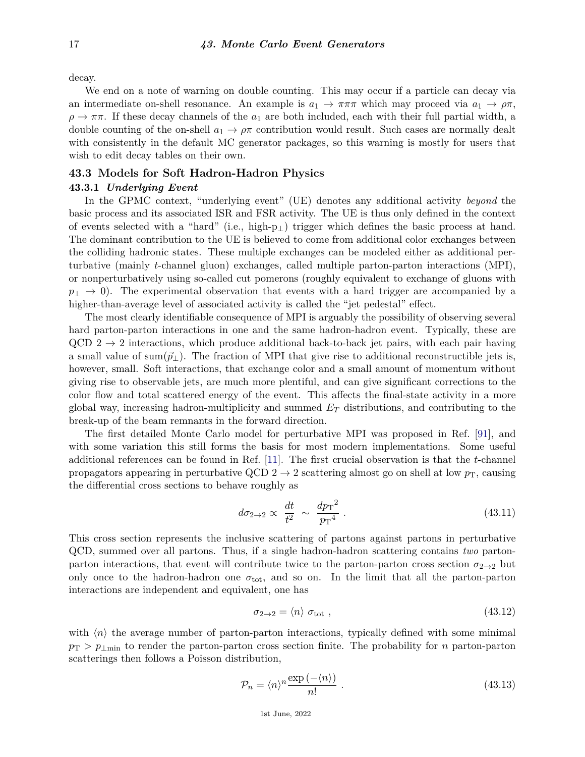decay.

We end on a note of warning on double counting. This may occur if a particle can decay via an intermediate on-shell resonance. An example is $a_1 \to \pi\pi\pi$ which may proceed via $a_1 \to \rho\pi$, $\rho \to \pi\pi$. If these decay channels of the $a_1$ are both included, each with their full partial width, a double counting of the on-shell $a_1 \to \rho\pi$ contribution would result. Such cases are normally dealt with consistently in the default MC generator packages, so this warning is mostly for users that wish to edit decay tables on their own.

## 43.3 Models for Soft Hadron-Hadron Physics

### 43.3.1 *Underlying Event*

In the GPMC context, "underlying event" (UE) denotes any additional activity *beyond* the basic process and its associated ISR and FSR activity. The UE is thus only defined in the context of events selected with a "hard" (i.e., high-$p_\perp$) trigger which defines the basic process at hand. The dominant contribution to the UE is believed to come from additional color exchanges between the colliding hadronic states. These multiple exchanges can be modeled either as additional perturbative (mainly $t$-channel gluon) exchanges, called multiple parton-parton interactions (MPI), or nonperturbatively using so-called cut pomerons (roughly equivalent to exchange of gluons with $p_\perp \to 0$). The experimental observation that events with a hard trigger are accompanied by a higher-than-average level of associated activity is called the "jet pedestal" effect.

The most clearly identifiable consequence of MPI is arguably the possibility of observing several hard parton-parton interactions in one and the same hadron-hadron event. Typically, these are QCD $2 \to 2$ interactions, which produce additional back-to-back jet pairs, with each pair having a small value of sum($\vec{p}_\perp$). The fraction of MPI that give rise to additional reconstructible jets is, however, small. Soft interactions, that exchange color and a small amount of momentum without giving rise to observable jets, are much more plentiful, and can give significant corrections to the color flow and total scattered energy of the event. This affects the final-state activity in a more global way, increasing hadron-multiplicity and summed $E_T$ distributions, and contributing to the break-up of the beam remnants in the forward direction.

The first detailed Monte Carlo model for perturbative MPI was proposed in Ref. [91], and with some variation this still forms the basis for most modern implementations. Some useful additional references can be found in Ref. [11]. The first crucial observation is that the $t$-channel propagators appearing in perturbative QCD $2 \to 2$ scattering almost go on shell at low $p_{\mathrm{T}}$, causing the differential cross sections to behave roughly as

$$d\sigma_{2\to 2} \propto \frac{dt}{t^2} \sim \frac{dp_{\mathrm{T}}{}^2}{p_{\mathrm{T}}{}^4} \; . \tag{43.11}$$

This cross section represents the inclusive scattering of partons against partons in perturbative QCD, summed over all partons. Thus, if a single hadron-hadron scattering contains *two* parton-parton interactions, that event will contribute twice to the parton-parton cross section $\sigma_{2\to 2}$ but only once to the hadron-hadron one $\sigma_{\mathrm{tot}}$, and so on. In the limit that all the parton-parton interactions are independent and equivalent, one has

$$\sigma_{2\to 2} = \langle n \rangle \; \sigma_{\mathrm{tot}} \; , \tag{43.12}$$

with $\langle n \rangle$ the average number of parton-parton interactions, typically defined with some minimal $p_{\mathrm{T}} > p_{\perp\mathrm{min}}$ to render the parton-parton cross section finite. The probability for $n$ parton-parton scatterings then follows a Poisson distribution,

$$\mathcal{P}_n = \langle n \rangle^n \frac{\exp\left(-\langle n \rangle\right)}{n!} \; . \tag{43.13}$$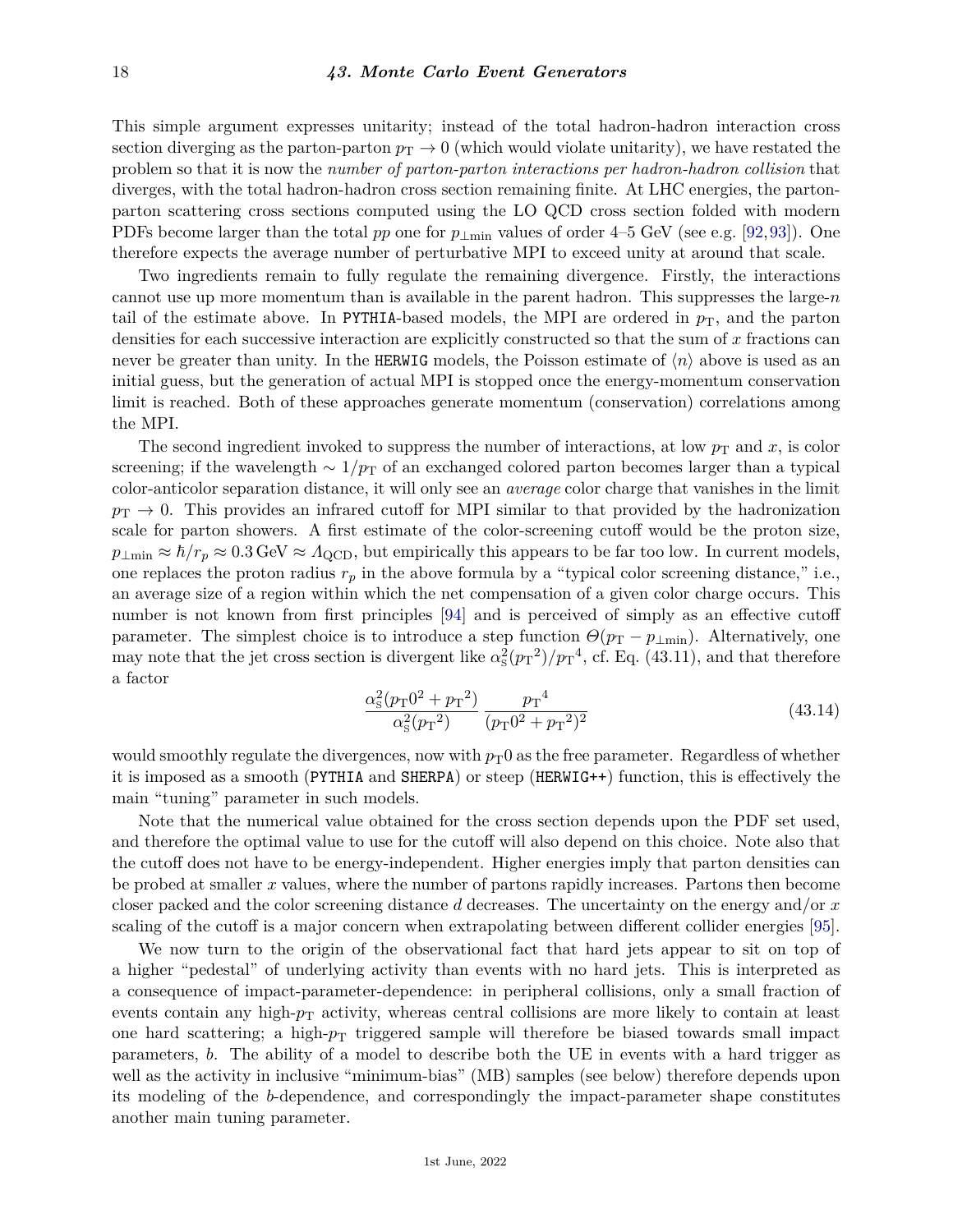This simple argument expresses unitarity; instead of the total hadron-hadron interaction cross section diverging as the parton-parton $p_{\rm T} \to 0$ (which would violate unitarity), we have restated the problem so that it is now the *number of parton-parton interactions per hadron-hadron collision* that diverges, with the total hadron-hadron cross section remaining finite. At LHC energies, the parton-parton scattering cross sections computed using the LO QCD cross section folded with modern PDFs become larger than the total $pp$ one for $p_{\perp\rm min}$ values of order 4–5 GeV (see e.g. [92,93]). One therefore expects the average number of perturbative MPI to exceed unity at around that scale.

Two ingredients remain to fully regulate the remaining divergence. Firstly, the interactions cannot use up more momentum than is available in the parent hadron. This suppresses the large-$n$ tail of the estimate above. In PYTHIA-based models, the MPI are ordered in $p_{\rm T}$, and the parton densities for each successive interaction are explicitly constructed so that the sum of $x$ fractions can never be greater than unity. In the HERWIG models, the Poisson estimate of $\langle n \rangle$ above is used as an initial guess, but the generation of actual MPI is stopped once the energy-momentum conservation limit is reached. Both of these approaches generate momentum (conservation) correlations among the MPI.

The second ingredient invoked to suppress the number of interactions, at low $p_{\rm T}$ and $x$, is color screening; if the wavelength $\sim 1/p_{\rm T}$ of an exchanged colored parton becomes larger than a typical color-anticolor separation distance, it will only see an *average* color charge that vanishes in the limit $p_{\rm T} \to 0$. This provides an infrared cutoff for MPI similar to that provided by the hadronization scale for parton showers. A first estimate of the color-screening cutoff would be the proton size, $p_{\perp\rm min} \approx \hbar/r_p \approx 0.3\,\text{GeV} \approx \Lambda_{\rm QCD}$, but empirically this appears to be far too low. In current models, one replaces the proton radius $r_p$ in the above formula by a "typical color screening distance," i.e., an average size of a region within which the net compensation of a given color charge occurs. This number is not known from first principles [94] and is perceived of simply as an effective cutoff parameter. The simplest choice is to introduce a step function $\Theta(p_{\rm T} - p_{\perp\rm min})$. Alternatively, one may note that the jet cross section is divergent like $\alpha_{\rm s}^2(p_{\rm T}{}^2)/p_{\rm T}{}^4$, cf. Eq. (43.11), and that therefore a factor

$$\frac{\alpha_{\rm s}^2(p_{\rm T}0^2 + p_{\rm T}{}^2)}{\alpha_{\rm s}^2(p_{\rm T}{}^2)} \, \frac{p_{\rm T}{}^4}{(p_{\rm T}0^2 + p_{\rm T}{}^2)^2} \tag{43.14}$$

would smoothly regulate the divergences, now with $p_{\rm T}0$ as the free parameter. Regardless of whether it is imposed as a smooth (PYTHIA and SHERPA) or steep (HERWIG++) function, this is effectively the main "tuning" parameter in such models.

Note that the numerical value obtained for the cross section depends upon the PDF set used, and therefore the optimal value to use for the cutoff will also depend on this choice. Note also that the cutoff does not have to be energy-independent. Higher energies imply that parton densities can be probed at smaller $x$ values, where the number of partons rapidly increases. Partons then become closer packed and the color screening distance $d$ decreases. The uncertainty on the energy and/or $x$ scaling of the cutoff is a major concern when extrapolating between different collider energies [95].

We now turn to the origin of the observational fact that hard jets appear to sit on top of a higher "pedestal" of underlying activity than events with no hard jets. This is interpreted as a consequence of impact-parameter-dependence: in peripheral collisions, only a small fraction of events contain any high-$p_{\rm T}$ activity, whereas central collisions are more likely to contain at least one hard scattering; a high-$p_{\rm T}$ triggered sample will therefore be biased towards small impact parameters, $b$. The ability of a model to describe both the UE in events with a hard trigger as well as the activity in inclusive "minimum-bias" (MB) samples (see below) therefore depends upon its modeling of the $b$-dependence, and correspondingly the impact-parameter shape constitutes another main tuning parameter.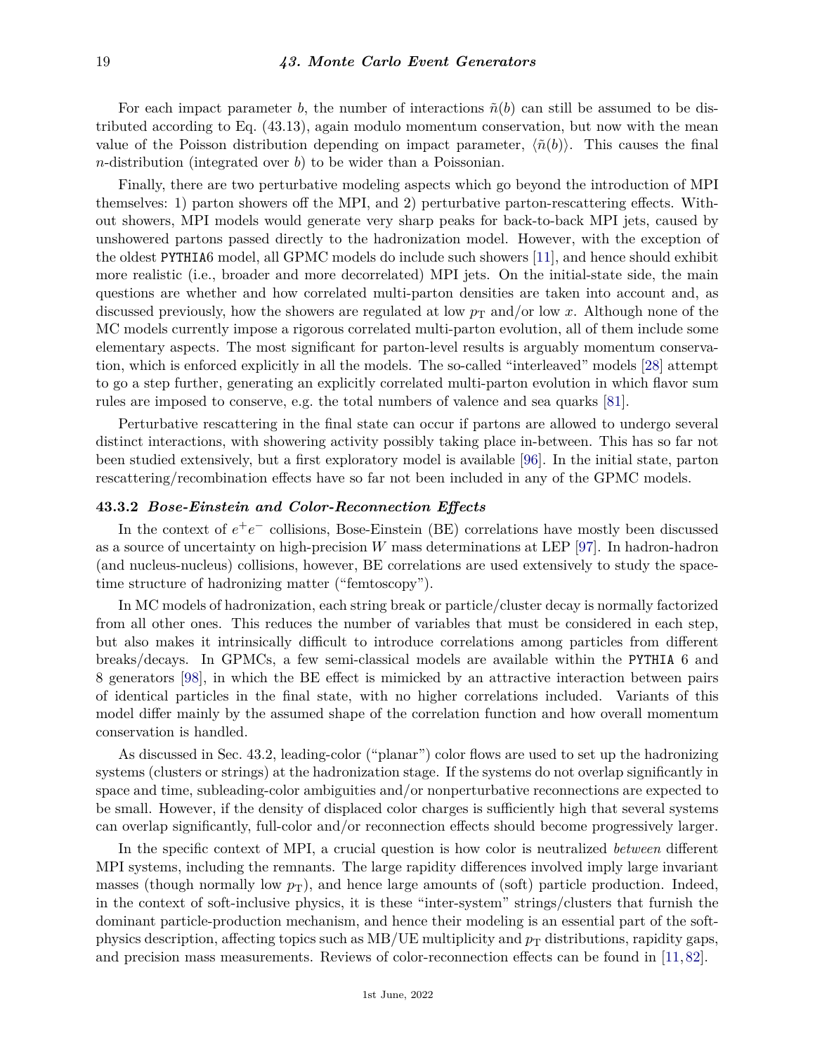For each impact parameter $b$, the number of interactions $\tilde{n}(b)$ can still be assumed to be distributed according to Eq. (43.13), again modulo momentum conservation, but now with the mean value of the Poisson distribution depending on impact parameter, $\langle\tilde{n}(b)\rangle$. This causes the final $n$-distribution (integrated over $b$) to be wider than a Poissonian.

Finally, there are two perturbative modeling aspects which go beyond the introduction of MPI themselves: 1) parton showers off the MPI, and 2) perturbative parton-rescattering effects. Without showers, MPI models would generate very sharp peaks for back-to-back MPI jets, caused by unshowered partons passed directly to the hadronization model. However, with the exception of the oldest PYTHIA6 model, all GPMC models do include such showers [11], and hence should exhibit more realistic (i.e., broader and more decorrelated) MPI jets. On the initial-state side, the main questions are whether and how correlated multi-parton densities are taken into account and, as discussed previously, how the showers are regulated at low $p_{\mathrm{T}}$ and/or low $x$. Although none of the MC models currently impose a rigorous correlated multi-parton evolution, all of them include some elementary aspects. The most significant for parton-level results is arguably momentum conservation, which is enforced explicitly in all the models. The so-called "interleaved" models [28] attempt to go a step further, generating an explicitly correlated multi-parton evolution in which flavor sum rules are imposed to conserve, e.g. the total numbers of valence and sea quarks [81].

Perturbative rescattering in the final state can occur if partons are allowed to undergo several distinct interactions, with showering activity possibly taking place in-between. This has so far not been studied extensively, but a first exploratory model is available [96]. In the initial state, parton rescattering/recombination effects have so far not been included in any of the GPMC models.

### 43.3.2 *Bose-Einstein and Color-Reconnection Effects*

In the context of $e^+e^-$ collisions, Bose-Einstein (BE) correlations have mostly been discussed as a source of uncertainty on high-precision $W$ mass determinations at LEP [97]. In hadron-hadron (and nucleus-nucleus) collisions, however, BE correlations are used extensively to study the space-time structure of hadronizing matter ("femtoscopy").

In MC models of hadronization, each string break or particle/cluster decay is normally factorized from all other ones. This reduces the number of variables that must be considered in each step, but also makes it intrinsically difficult to introduce correlations among particles from different breaks/decays. In GPMCs, a few semi-classical models are available within the PYTHIA 6 and 8 generators [98], in which the BE effect is mimicked by an attractive interaction between pairs of identical particles in the final state, with no higher correlations included. Variants of this model differ mainly by the assumed shape of the correlation function and how overall momentum conservation is handled.

As discussed in Sec. 43.2, leading-color ("planar") color flows are used to set up the hadronizing systems (clusters or strings) at the hadronization stage. If the systems do not overlap significantly in space and time, subleading-color ambiguities and/or nonperturbative reconnections are expected to be small. However, if the density of displaced color charges is sufficiently high that several systems can overlap significantly, full-color and/or reconnection effects should become progressively larger.

In the specific context of MPI, a crucial question is how color is neutralized *between* different MPI systems, including the remnants. The large rapidity differences involved imply large invariant masses (though normally low $p_{\mathrm{T}}$), and hence large amounts of (soft) particle production. Indeed, in the context of soft-inclusive physics, it is these "inter-system" strings/clusters that furnish the dominant particle-production mechanism, and hence their modeling is an essential part of the soft-physics description, affecting topics such as MB/UE multiplicity and $p_{\mathrm{T}}$ distributions, rapidity gaps, and precision mass measurements. Reviews of color-reconnection effects can be found in [11, 82].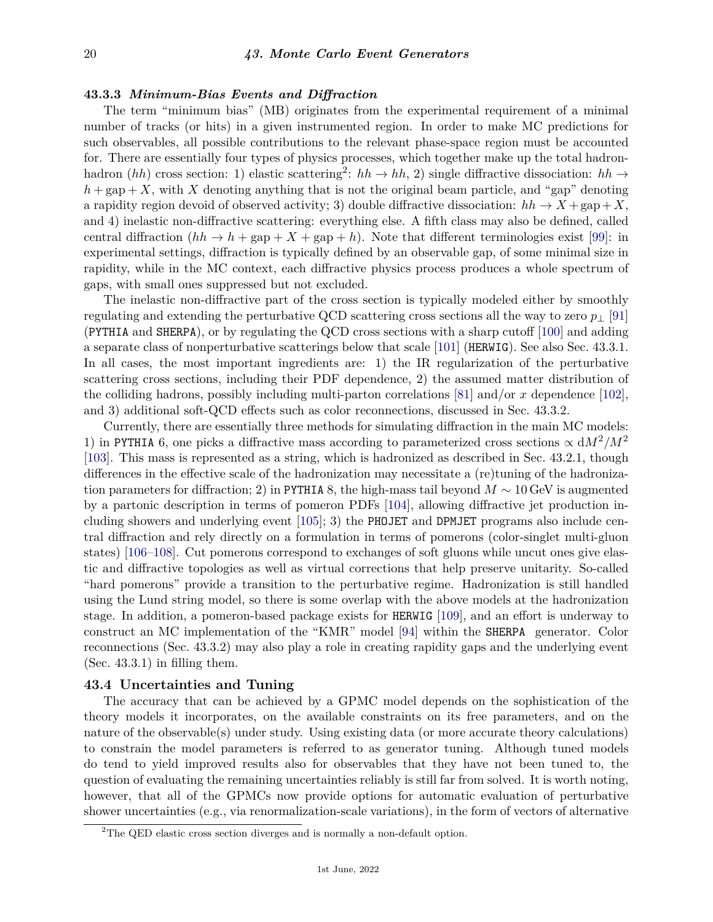### 43.3.3 *Minimum-Bias Events and Diffraction*

The term "minimum bias" (MB) originates from the experimental requirement of a minimal number of tracks (or hits) in a given instrumented region. In order to make MC predictions for such observables, all possible contributions to the relevant phase-space region must be accounted for. There are essentially four types of physics processes, which together make up the total hadron-hadron ($hh$) cross section: 1) elastic scattering[2]: $hh \to hh$, 2) single diffractive dissociation: $hh \to h + \text{gap} + X$, with $X$ denoting anything that is not the original beam particle, and "gap" denoting a rapidity region devoid of observed activity; 3) double diffractive dissociation: $hh \to X + \text{gap} + X$, and 4) inelastic non-diffractive scattering: everything else. A fifth class may also be defined, called central diffraction ($hh \to h + \text{gap} + X + \text{gap} + h$). Note that different terminologies exist [99]: in experimental settings, diffraction is typically defined by an observable gap, of some minimal size in rapidity, while in the MC context, each diffractive physics process produces a whole spectrum of gaps, with small ones suppressed but not excluded.

The inelastic non-diffractive part of the cross section is typically modeled either by smoothly regulating and extending the perturbative QCD scattering cross sections all the way to zero $p_\perp$ [91] (PYTHIA and SHERPA), or by regulating the QCD cross sections with a sharp cutoff [100] and adding a separate class of nonperturbative scatterings below that scale [101] (HERWIG). See also Sec. 43.3.1. In all cases, the most important ingredients are: 1) the IR regularization of the perturbative scattering cross sections, including their PDF dependence, 2) the assumed matter distribution of the colliding hadrons, possibly including multi-parton correlations [81] and/or $x$ dependence [102], and 3) additional soft-QCD effects such as color reconnections, discussed in Sec. 43.3.2.

Currently, there are essentially three methods for simulating diffraction in the main MC models: 1) in PYTHIA 6, one picks a diffractive mass according to parameterized cross sections $\propto \mathrm{d}M^2/M^2$ [103]. This mass is represented as a string, which is hadronized as described in Sec. 43.2.1, though differences in the effective scale of the hadronization may necessitate a (re)tuning of the hadronization parameters for diffraction; 2) in PYTHIA 8, the high-mass tail beyond $M \sim 10\,\text{GeV}$ is augmented by a partonic description in terms of pomeron PDFs [104], allowing diffractive jet production including showers and underlying event [105]; 3) the PHOJET and DPMJET programs also include central diffraction and rely directly on a formulation in terms of pomerons (color-singlet multi-gluon states) [106–108]. Cut pomerons correspond to exchanges of soft gluons while uncut ones give elastic and diffractive topologies as well as virtual corrections that help preserve unitarity. So-called "hard pomerons" provide a transition to the perturbative regime. Hadronization is still handled using the Lund string model, so there is some overlap with the above models at the hadronization stage. In addition, a pomeron-based package exists for HERWIG [109], and an effort is underway to construct an MC implementation of the "KMR" model [94] within the SHERPA generator. Color reconnections (Sec. 43.3.2) may also play a role in creating rapidity gaps and the underlying event (Sec. 43.3.1) in filling them.

## 43.4 Uncertainties and Tuning

The accuracy that can be achieved by a GPMC model depends on the sophistication of the theory models it incorporates, on the available constraints on its free parameters, and on the nature of the observable(s) under study. Using existing data (or more accurate theory calculations) to constrain the model parameters is referred to as generator tuning. Although tuned models do tend to yield improved results also for observables that they have not been tuned to, the question of evaluating the remaining uncertainties reliably is still far from solved. It is worth noting, however, that all of the GPMCs now provide options for automatic evaluation of perturbative shower uncertainties (e.g., via renormalization-scale variations), in the form of vectors of alternative

[2] The QED elastic cross section diverges and is normally a non-default option.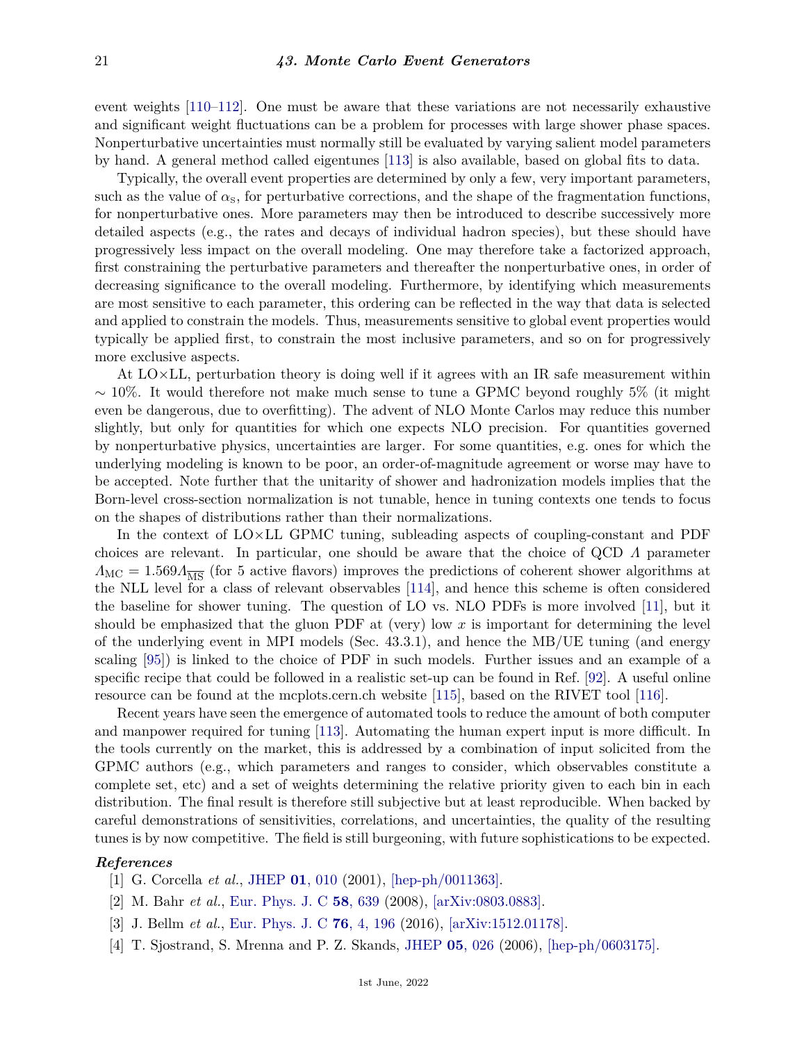event weights [110–112]. One must be aware that these variations are not necessarily exhaustive and significant weight fluctuations can be a problem for processes with large shower phase spaces. Nonperturbative uncertainties must normally still be evaluated by varying salient model parameters by hand. A general method called eigentunes [113] is also available, based on global fits to data.

Typically, the overall event properties are determined by only a few, very important parameters, such as the value of $\alpha_s$, for perturbative corrections, and the shape of the fragmentation functions, for nonperturbative ones. More parameters may then be introduced to describe successively more detailed aspects (e.g., the rates and decays of individual hadron species), but these should have progressively less impact on the overall modeling. One may therefore take a factorized approach, first constraining the perturbative parameters and thereafter the nonperturbative ones, in order of decreasing significance to the overall modeling. Furthermore, by identifying which measurements are most sensitive to each parameter, this ordering can be reflected in the way that data is selected and applied to constrain the models. Thus, measurements sensitive to global event properties would typically be applied first, to constrain the most inclusive parameters, and so on for progressively more exclusive aspects.

At LO×LL, perturbation theory is doing well if it agrees with an IR safe measurement within $\sim 10\%$. It would therefore not make much sense to tune a GPMC beyond roughly 5% (it might even be dangerous, due to overfitting). The advent of NLO Monte Carlos may reduce this number slightly, but only for quantities for which one expects NLO precision. For quantities governed by nonperturbative physics, uncertainties are larger. For some quantities, e.g. ones for which the underlying modeling is known to be poor, an order-of-magnitude agreement or worse may have to be accepted. Note further that the unitarity of shower and hadronization models implies that the Born-level cross-section normalization is not tunable, hence in tuning contexts one tends to focus on the shapes of distributions rather than their normalizations.

In the context of LO×LL GPMC tuning, subleading aspects of coupling-constant and PDF choices are relevant. In particular, one should be aware that the choice of QCD $\Lambda$ parameter $\Lambda_{\mathrm{MC}} = 1.569\Lambda_{\overline{\mathrm{MS}}}$ (for 5 active flavors) improves the predictions of coherent shower algorithms at the NLL level for a class of relevant observables [114], and hence this scheme is often considered the baseline for shower tuning. The question of LO vs. NLO PDFs is more involved [11], but it should be emphasized that the gluon PDF at (very) low $x$ is important for determining the level of the underlying event in MPI models (Sec. 43.3.1), and hence the MB/UE tuning (and energy scaling [95]) is linked to the choice of PDF in such models. Further issues and an example of a specific recipe that could be followed in a realistic set-up can be found in Ref. [92]. A useful online resource can be found at the mcplots.cern.ch website [115], based on the RIVET tool [116].

Recent years have seen the emergence of automated tools to reduce the amount of both computer and manpower required for tuning [113]. Automating the human expert input is more difficult. In the tools currently on the market, this is addressed by a combination of input solicited from the GPMC authors (e.g., which parameters and ranges to consider, which observables constitute a complete set, etc) and a set of weights determining the relative priority given to each bin in each distribution. The final result is therefore still subjective but at least reproducible. When backed by careful demonstrations of sensitivities, correlations, and uncertainties, the quality of the resulting tunes is by now competitive. The field is still burgeoning, with future sophistications to be expected.

### *References*

[1] G. Corcella *et al.*, JHEP **01**, 010 (2001), [hep-ph/0011363].

[2] M. Bahr *et al.*, Eur. Phys. J. C **58**, 639 (2008), [arXiv:0803.0883].

[3] J. Bellm *et al.*, Eur. Phys. J. C **76**, 4, 196 (2016), [arXiv:1512.01178].

[4] T. Sjostrand, S. Mrenna and P. Z. Skands, JHEP **05**, 026 (2006), [hep-ph/0603175].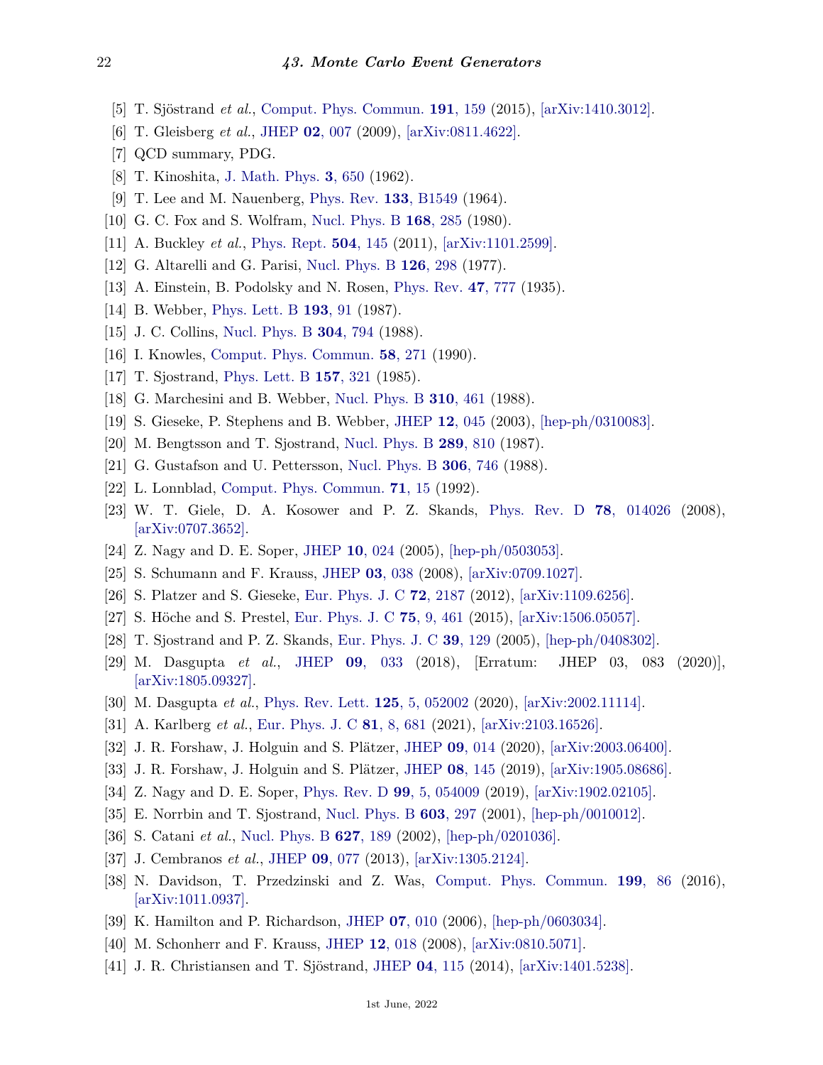[5] T. Sjöstrand *et al.*, Comput. Phys. Commun. **191**, 159 (2015), [arXiv:1410.3012].

[6] T. Gleisberg *et al.*, JHEP **02**, 007 (2009), [arXiv:0811.4622].

[7] QCD summary, PDG.

[8] T. Kinoshita, J. Math. Phys. **3**, 650 (1962).

[9] T. Lee and M. Nauenberg, Phys. Rev. **133**, B1549 (1964).

[10] G. C. Fox and S. Wolfram, Nucl. Phys. B **168**, 285 (1980).

[11] A. Buckley *et al.*, Phys. Rept. **504**, 145 (2011), [arXiv:1101.2599].

[12] G. Altarelli and G. Parisi, Nucl. Phys. B **126**, 298 (1977).

[13] A. Einstein, B. Podolsky and N. Rosen, Phys. Rev. **47**, 777 (1935).

[14] B. Webber, Phys. Lett. B **193**, 91 (1987).

[15] J. C. Collins, Nucl. Phys. B **304**, 794 (1988).

[16] I. Knowles, Comput. Phys. Commun. **58**, 271 (1990).

[17] T. Sjostrand, Phys. Lett. B **157**, 321 (1985).

[18] G. Marchesini and B. Webber, Nucl. Phys. B **310**, 461 (1988).

[19] S. Gieseke, P. Stephens and B. Webber, JHEP **12**, 045 (2003), [hep-ph/0310083].

[20] M. Bengtsson and T. Sjostrand, Nucl. Phys. B **289**, 810 (1987).

[21] G. Gustafson and U. Pettersson, Nucl. Phys. B **306**, 746 (1988).

[22] L. Lonnblad, Comput. Phys. Commun. **71**, 15 (1992).

[23] W. T. Giele, D. A. Kosower and P. Z. Skands, Phys. Rev. D **78**, 014026 (2008), [arXiv:0707.3652].

[24] Z. Nagy and D. E. Soper, JHEP **10**, 024 (2005), [hep-ph/0503053].

[25] S. Schumann and F. Krauss, JHEP **03**, 038 (2008), [arXiv:0709.1027].

[26] S. Platzer and S. Gieseke, Eur. Phys. J. C **72**, 2187 (2012), [arXiv:1109.6256].

[27] S. Höche and S. Prestel, Eur. Phys. J. C **75**, 9, 461 (2015), [arXiv:1506.05057].

[28] T. Sjostrand and P. Z. Skands, Eur. Phys. J. C **39**, 129 (2005), [hep-ph/0408302].

[29] M. Dasgupta *et al.*, JHEP **09**, 033 (2018), [Erratum: JHEP 03, 083 (2020)], [arXiv:1805.09327].

[30] M. Dasgupta *et al.*, Phys. Rev. Lett. **125**, 5, 052002 (2020), [arXiv:2002.11114].

[31] A. Karlberg *et al.*, Eur. Phys. J. C **81**, 8, 681 (2021), [arXiv:2103.16526].

[32] J. R. Forshaw, J. Holguin and S. Plätzer, JHEP **09**, 014 (2020), [arXiv:2003.06400].

[33] J. R. Forshaw, J. Holguin and S. Plätzer, JHEP **08**, 145 (2019), [arXiv:1905.08686].

[34] Z. Nagy and D. E. Soper, Phys. Rev. D **99**, 5, 054009 (2019), [arXiv:1902.02105].

[35] E. Norrbin and T. Sjostrand, Nucl. Phys. B **603**, 297 (2001), [hep-ph/0010012].

[36] S. Catani *et al.*, Nucl. Phys. B **627**, 189 (2002), [hep-ph/0201036].

[37] J. Cembranos *et al.*, JHEP **09**, 077 (2013), [arXiv:1305.2124].

[38] N. Davidson, T. Przedzinski and Z. Was, Comput. Phys. Commun. **199**, 86 (2016), [arXiv:1011.0937].

[39] K. Hamilton and P. Richardson, JHEP **07**, 010 (2006), [hep-ph/0603034].

[40] M. Schonherr and F. Krauss, JHEP **12**, 018 (2008), [arXiv:0810.5071].

[41] J. R. Christiansen and T. Sjöstrand, JHEP **04**, 115 (2014), [arXiv:1401.5238].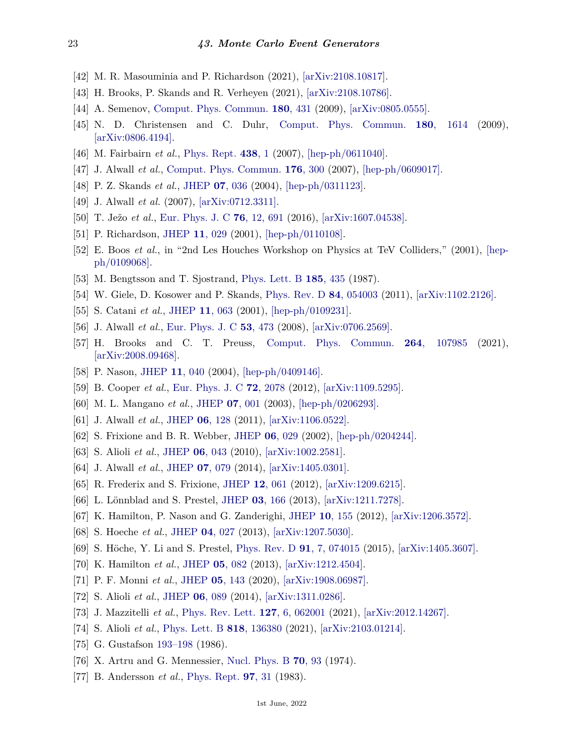[42] M. R. Masouminia and P. Richardson (2021), [arXiv:2108.10817].

[43] H. Brooks, P. Skands and R. Verheyen (2021), [arXiv:2108.10786].

[44] A. Semenov, Comput. Phys. Commun. **180**, 431 (2009), [arXiv:0805.0555].

[45] N. D. Christensen and C. Duhr, Comput. Phys. Commun. **180**, 1614 (2009), [arXiv:0806.4194].

[46] M. Fairbairn *et al.*, Phys. Rept. **438**, 1 (2007), [hep-ph/0611040].

[47] J. Alwall *et al.*, Comput. Phys. Commun. **176**, 300 (2007), [hep-ph/0609017].

[48] P. Z. Skands *et al.*, JHEP **07**, 036 (2004), [hep-ph/0311123].

[49] J. Alwall *et al.* (2007), [arXiv:0712.3311].

[50] T. Ježo *et al.*, Eur. Phys. J. C **76**, 12, 691 (2016), [arXiv:1607.04538].

[51] P. Richardson, JHEP **11**, 029 (2001), [hep-ph/0110108].

[52] E. Boos *et al.*, in "2nd Les Houches Workshop on Physics at TeV Colliders," (2001), [hep-ph/0109068].

[53] M. Bengtsson and T. Sjostrand, Phys. Lett. B **185**, 435 (1987).

[54] W. Giele, D. Kosower and P. Skands, Phys. Rev. D **84**, 054003 (2011), [arXiv:1102.2126].

[55] S. Catani *et al.*, JHEP **11**, 063 (2001), [hep-ph/0109231].

[56] J. Alwall *et al.*, Eur. Phys. J. C **53**, 473 (2008), [arXiv:0706.2569].

[57] H. Brooks and C. T. Preuss, Comput. Phys. Commun. **264**, 107985 (2021), [arXiv:2008.09468].

[58] P. Nason, JHEP **11**, 040 (2004), [hep-ph/0409146].

[59] B. Cooper *et al.*, Eur. Phys. J. C **72**, 2078 (2012), [arXiv:1109.5295].

[60] M. L. Mangano *et al.*, JHEP **07**, 001 (2003), [hep-ph/0206293].

[61] J. Alwall *et al.*, JHEP **06**, 128 (2011), [arXiv:1106.0522].

[62] S. Frixione and B. R. Webber, JHEP **06**, 029 (2002), [hep-ph/0204244].

[63] S. Alioli *et al.*, JHEP **06**, 043 (2010), [arXiv:1002.2581].

[64] J. Alwall *et al.*, JHEP **07**, 079 (2014), [arXiv:1405.0301].

[65] R. Frederix and S. Frixione, JHEP **12**, 061 (2012), [arXiv:1209.6215].

[66] L. Lönnblad and S. Prestel, JHEP **03**, 166 (2013), [arXiv:1211.7278].

[67] K. Hamilton, P. Nason and G. Zanderighi, JHEP **10**, 155 (2012), [arXiv:1206.3572].

[68] S. Hoeche *et al.*, JHEP **04**, 027 (2013), [arXiv:1207.5030].

[69] S. Höche, Y. Li and S. Prestel, Phys. Rev. D **91**, 7, 074015 (2015), [arXiv:1405.3607].

[70] K. Hamilton *et al.*, JHEP **05**, 082 (2013), [arXiv:1212.4504].

[71] P. F. Monni *et al.*, JHEP **05**, 143 (2020), [arXiv:1908.06987].

[72] S. Alioli *et al.*, JHEP **06**, 089 (2014), [arXiv:1311.0286].

[73] J. Mazzitelli *et al.*, Phys. Rev. Lett. **127**, 6, 062001 (2021), [arXiv:2012.14267].

[74] S. Alioli *et al.*, Phys. Lett. B **818**, 136380 (2021), [arXiv:2103.01214].

[75] G. Gustafson 193–198 (1986).

[76] X. Artru and G. Mennessier, Nucl. Phys. B **70**, 93 (1974).

[77] B. Andersson *et al.*, Phys. Rept. **97**, 31 (1983).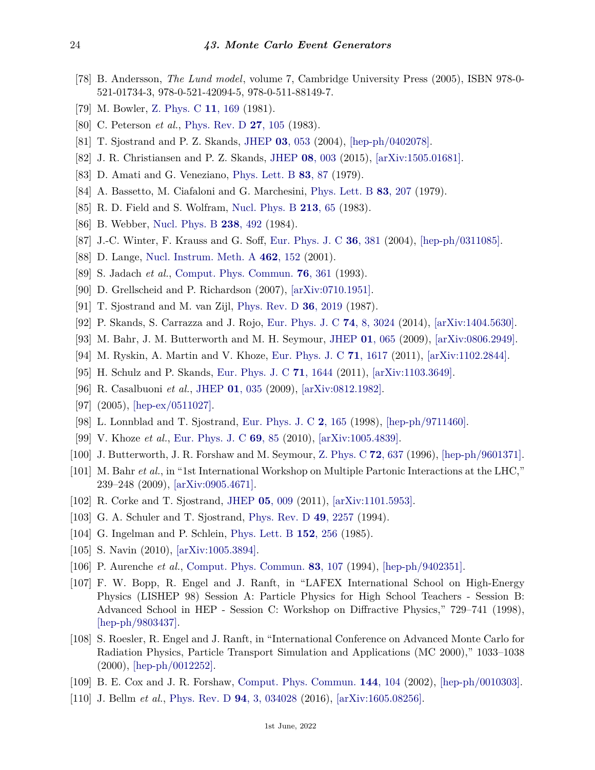[78] B. Andersson, *The Lund model*, volume 7, Cambridge University Press (2005), ISBN 978-0-521-01734-3, 978-0-521-42094-5, 978-0-511-88149-7.

[79] M. Bowler, Z. Phys. C **11**, 169 (1981).

[80] C. Peterson *et al.*, Phys. Rev. D **27**, 105 (1983).

[81] T. Sjostrand and P. Z. Skands, JHEP **03**, 053 (2004), [hep-ph/0402078].

[82] J. R. Christiansen and P. Z. Skands, JHEP **08**, 003 (2015), [arXiv:1505.01681].

[83] D. Amati and G. Veneziano, Phys. Lett. B **83**, 87 (1979).

[84] A. Bassetto, M. Ciafaloni and G. Marchesini, Phys. Lett. B **83**, 207 (1979).

[85] R. D. Field and S. Wolfram, Nucl. Phys. B **213**, 65 (1983).

[86] B. Webber, Nucl. Phys. B **238**, 492 (1984).

[87] J.-C. Winter, F. Krauss and G. Soff, Eur. Phys. J. C **36**, 381 (2004), [hep-ph/0311085].

[88] D. Lange, Nucl. Instrum. Meth. A **462**, 152 (2001).

[89] S. Jadach *et al.*, Comput. Phys. Commun. **76**, 361 (1993).

[90] D. Grellscheid and P. Richardson (2007), [arXiv:0710.1951].

[91] T. Sjostrand and M. van Zijl, Phys. Rev. D **36**, 2019 (1987).

[92] P. Skands, S. Carrazza and J. Rojo, Eur. Phys. J. C **74**, 8, 3024 (2014), [arXiv:1404.5630].

[93] M. Bahr, J. M. Butterworth and M. H. Seymour, JHEP **01**, 065 (2009), [arXiv:0806.2949].

[94] M. Ryskin, A. Martin and V. Khoze, Eur. Phys. J. C **71**, 1617 (2011), [arXiv:1102.2844].

[95] H. Schulz and P. Skands, Eur. Phys. J. C **71**, 1644 (2011), [arXiv:1103.3649].

[96] R. Casalbuoni *et al.*, JHEP **01**, 035 (2009), [arXiv:0812.1982].

[97] (2005), [hep-ex/0511027].

[98] L. Lonnblad and T. Sjostrand, Eur. Phys. J. C **2**, 165 (1998), [hep-ph/9711460].

[99] V. Khoze *et al.*, Eur. Phys. J. C **69**, 85 (2010), [arXiv:1005.4839].

[100] J. Butterworth, J. R. Forshaw and M. Seymour, Z. Phys. C **72**, 637 (1996), [hep-ph/9601371].

[101] M. Bahr *et al.*, in "1st International Workshop on Multiple Partonic Interactions at the LHC," 239–248 (2009), [arXiv:0905.4671].

[102] R. Corke and T. Sjostrand, JHEP **05**, 009 (2011), [arXiv:1101.5953].

[103] G. A. Schuler and T. Sjostrand, Phys. Rev. D **49**, 2257 (1994).

[104] G. Ingelman and P. Schlein, Phys. Lett. B **152**, 256 (1985).

[105] S. Navin (2010), [arXiv:1005.3894].

[106] P. Aurenche *et al.*, Comput. Phys. Commun. **83**, 107 (1994), [hep-ph/9402351].

[107] F. W. Bopp, R. Engel and J. Ranft, in "LAFEX International School on High-Energy Physics (LISHEP 98) Session A: Particle Physics for High School Teachers - Session B: Advanced School in HEP - Session C: Workshop on Diffractive Physics," 729–741 (1998), [hep-ph/9803437].

[108] S. Roesler, R. Engel and J. Ranft, in "International Conference on Advanced Monte Carlo for Radiation Physics, Particle Transport Simulation and Applications (MC 2000)," 1033–1038 (2000), [hep-ph/0012252].

[109] B. E. Cox and J. R. Forshaw, Comput. Phys. Commun. **144**, 104 (2002), [hep-ph/0010303].

[110] J. Bellm *et al.*, Phys. Rev. D **94**, 3, 034028 (2016), [arXiv:1605.08256].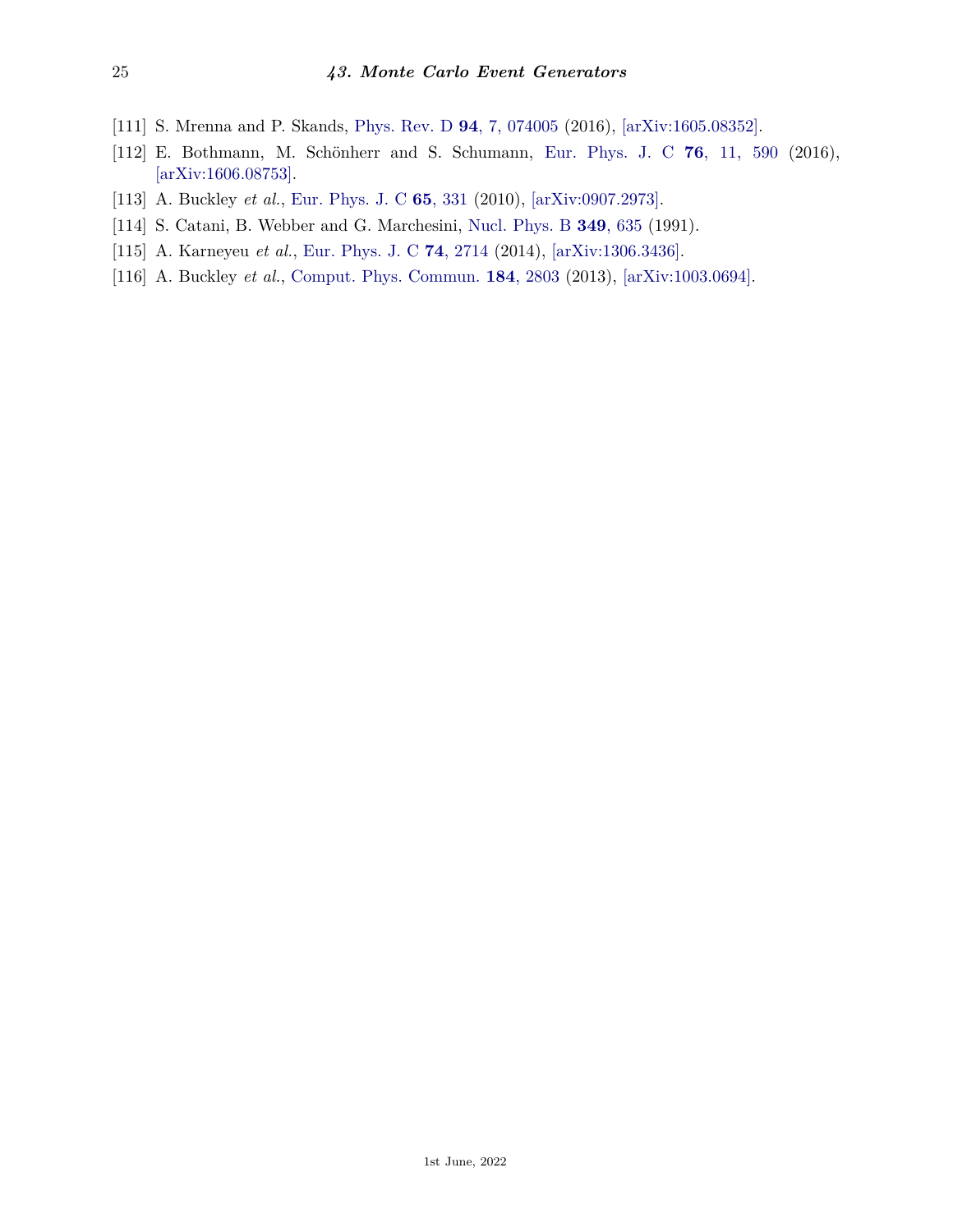[111] S. Mrenna and P. Skands, Phys. Rev. D **94**, 7, 074005 (2016), [arXiv:1605.08352].

[112] E. Bothmann, M. Schönherr and S. Schumann, Eur. Phys. J. C **76**, 11, 590 (2016), [arXiv:1606.08753].

[113] A. Buckley *et al.*, Eur. Phys. J. C **65**, 331 (2010), [arXiv:0907.2973].

[114] S. Catani, B. Webber and G. Marchesini, Nucl. Phys. B **349**, 635 (1991).

[115] A. Karneyeu *et al.*, Eur. Phys. J. C **74**, 2714 (2014), [arXiv:1306.3436].

[116] A. Buckley *et al.*, Comput. Phys. Commun. **184**, 2803 (2013), [arXiv:1003.0694].